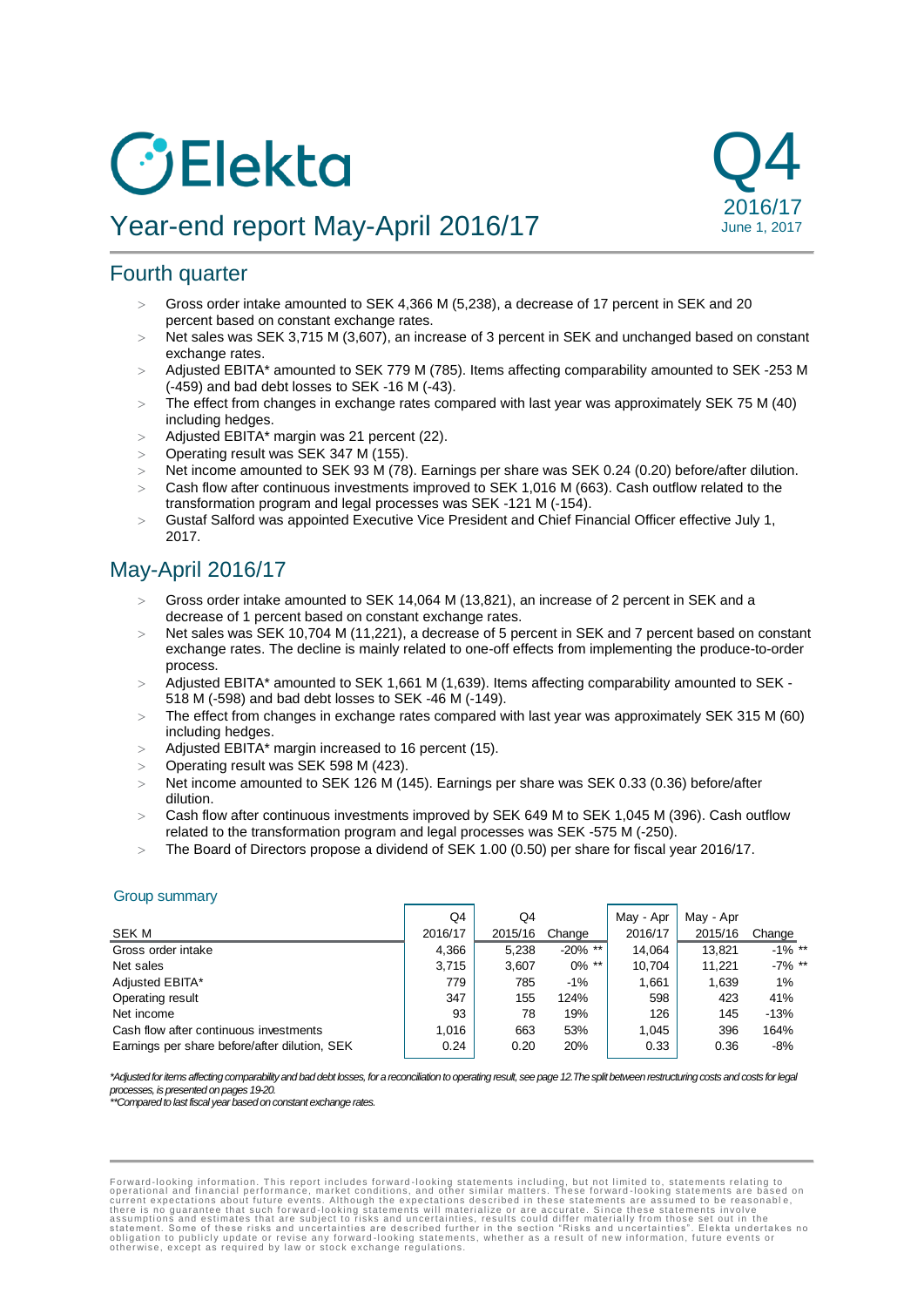# Elekta

## Year-end report May-April 2016/17

Q4 2016/17
June 1, 2017

## Fourth quarter

- Gross order intake amounted to SEK 4,366 M (5,238), a decrease of 17 percent in SEK and 20 percent based on constant exchange rates.
- Net sales was SEK 3,715 M (3,607), an increase of 3 percent in SEK and unchanged based on constant exchange rates.
- Adjusted EBITA* amounted to SEK 779 M (785). Items affecting comparability amounted to SEK -253 M (-459) and bad debt losses to SEK -16 M (-43).
- The effect from changes in exchange rates compared with last year was approximately SEK 75 M (40) including hedges.
- Adjusted EBITA* margin was 21 percent (22).
- Operating result was SEK 347 M (155).
- Net income amounted to SEK 93 M (78). Earnings per share was SEK 0.24 (0.20) before/after dilution.
- Cash flow after continuous investments improved to SEK 1,016 M (663). Cash outflow related to the transformation program and legal processes was SEK -121 M (-154).
- Gustaf Salford was appointed Executive Vice President and Chief Financial Officer effective July 1, 2017.

## May-April 2016/17

- Gross order intake amounted to SEK 14,064 M (13,821), an increase of 2 percent in SEK and a decrease of 1 percent based on constant exchange rates.
- Net sales was SEK 10,704 M (11,221), a decrease of 5 percent in SEK and 7 percent based on constant exchange rates. The decline is mainly related to one-off effects from implementing the produce-to-order process.
- Adjusted EBITA* amounted to SEK 1,661 M (1,639). Items affecting comparability amounted to SEK -518 M (-598) and bad debt losses to SEK -46 M (-149).
- The effect from changes in exchange rates compared with last year was approximately SEK 315 M (60) including hedges.
- Adjusted EBITA* margin increased to 16 percent (15).
- Operating result was SEK 598 M (423).
- Net income amounted to SEK 126 M (145). Earnings per share was SEK 0.33 (0.36) before/after dilution.
- Cash flow after continuous investments improved by SEK 649 M to SEK 1,045 M (396). Cash outflow related to the transformation program and legal processes was SEK -575 M (-250).
- The Board of Directors propose a dividend of SEK 1.00 (0.50) per share for fiscal year 2016/17.

### Group summary

| SEK M | Q4 2016/17 | Q4 2015/16 | Change | May - Apr 2016/17 | May - Apr 2015/16 | Change |
|---|---|---|---|---|---|---|
| Gross order intake | 4,366 | 5,238 | -20% ** | 14,064 | 13,821 | -1% ** |
| Net sales | 3,715 | 3,607 | 0% ** | 10,704 | 11,221 | -7% ** |
| Adjusted EBITA* | 779 | 785 | -1% | 1,661 | 1,639 | 1% |
| Operating result | 347 | 155 | 124% | 598 | 423 | 41% |
| Net income | 93 | 78 | 19% | 126 | 145 | -13% |
| Cash flow after continuous investments | 1,016 | 663 | 53% | 1,045 | 396 | 164% |
| Earnings per share before/after dilution, SEK | 0.24 | 0.20 | 20% | 0.33 | 0.36 | -8% |

*\*Adjusted for items affecting comparability and bad debt losses, for a reconciliation to operating result, see page 12. The split between restructuring costs and costs for legal processes, is presented on pages 19-20.*
*\*\*Compared to last fiscal year based on constant exchange rates.*

Forward-looking information. This report includes forward-looking statements including, but not limited to, statements relating to operational and financial performance, market conditions, and other similar matters. These forward-looking statements are based on current expectations about future events. Although the expectations described in these statements are assumed to be reasonable, there is no guarantee that such forward-looking statements will materialize or are accurate. Since these statements involve assumptions and estimates that are subject to risks and uncertainties, results could differ materially from those set out in the statement. Some of these risks and uncertainties are described further in the section "Risks and uncertainties". Elekta undertakes no obligation to publicly update or revise any forward-looking statements, whether as a result of new information, future events or otherwise, except as required by law or stock exchange regulations.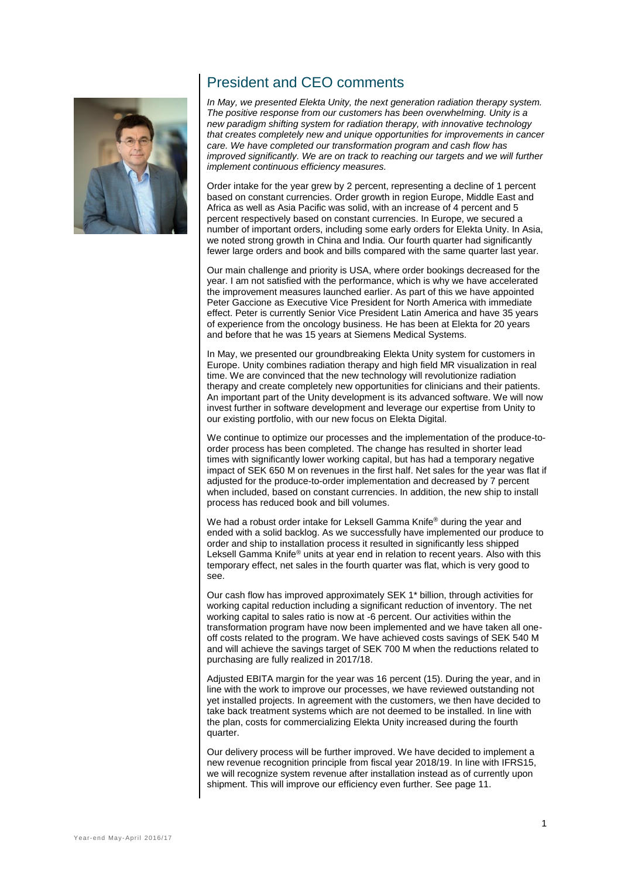## President and CEO comments

*In May, we presented Elekta Unity, the next generation radiation therapy system. The positive response from our customers has been overwhelming. Unity is a new paradigm shifting system for radiation therapy, with innovative technology that creates completely new and unique opportunities for improvements in cancer care. We have completed our transformation program and cash flow has improved significantly. We are on track to reaching our targets and we will further implement continuous efficiency measures.*

Order intake for the year grew by 2 percent, representing a decline of 1 percent based on constant currencies. Order growth in region Europe, Middle East and Africa as well as Asia Pacific was solid, with an increase of 4 percent and 5 percent respectively based on constant currencies. In Europe, we secured a number of important orders, including some early orders for Elekta Unity. In Asia, we noted strong growth in China and India. Our fourth quarter had significantly fewer large orders and book and bills compared with the same quarter last year.

Our main challenge and priority is USA, where order bookings decreased for the year. I am not satisfied with the performance, which is why we have accelerated the improvement measures launched earlier. As part of this we have appointed Peter Gaccione as Executive Vice President for North America with immediate effect. Peter is currently Senior Vice President Latin America and have 35 years of experience from the oncology business. He has been at Elekta for 20 years and before that he was 15 years at Siemens Medical Systems.

In May, we presented our groundbreaking Elekta Unity system for customers in Europe. Unity combines radiation therapy and high field MR visualization in real time. We are convinced that the new technology will revolutionize radiation therapy and create completely new opportunities for clinicians and their patients. An important part of the Unity development is its advanced software. We will now invest further in software development and leverage our expertise from Unity to our existing portfolio, with our new focus on Elekta Digital.

We continue to optimize our processes and the implementation of the produce-to-order process has been completed. The change has resulted in shorter lead times with significantly lower working capital, but has had a temporary negative impact of SEK 650 M on revenues in the first half. Net sales for the year was flat if adjusted for the produce-to-order implementation and decreased by 7 percent when included, based on constant currencies. In addition, the new ship to install process has reduced book and bill volumes.

We had a robust order intake for Leksell Gamma Knife® during the year and ended with a solid backlog. As we successfully have implemented our produce to order and ship to installation process it resulted in significantly less shipped Leksell Gamma Knife® units at year end in relation to recent years. Also with this temporary effect, net sales in the fourth quarter was flat, which is very good to see.

Our cash flow has improved approximately SEK 1* billion, through activities for working capital reduction including a significant reduction of inventory. The net working capital to sales ratio is now at -6 percent. Our activities within the transformation program have now been implemented and we have taken all one-off costs related to the program. We have achieved costs savings of SEK 540 M and will achieve the savings target of SEK 700 M when the reductions related to purchasing are fully realized in 2017/18.

Adjusted EBITA margin for the year was 16 percent (15). During the year, and in line with the work to improve our processes, we have reviewed outstanding not yet installed projects. In agreement with the customers, we then have decided to take back treatment systems which are not deemed to be installed. In line with the plan, costs for commercializing Elekta Unity increased during the fourth quarter.

Our delivery process will be further improved. We have decided to implement a new revenue recognition principle from fiscal year 2018/19. In line with IFRS15, we will recognize system revenue after installation instead as of currently upon shipment. This will improve our efficiency even further. See page 11.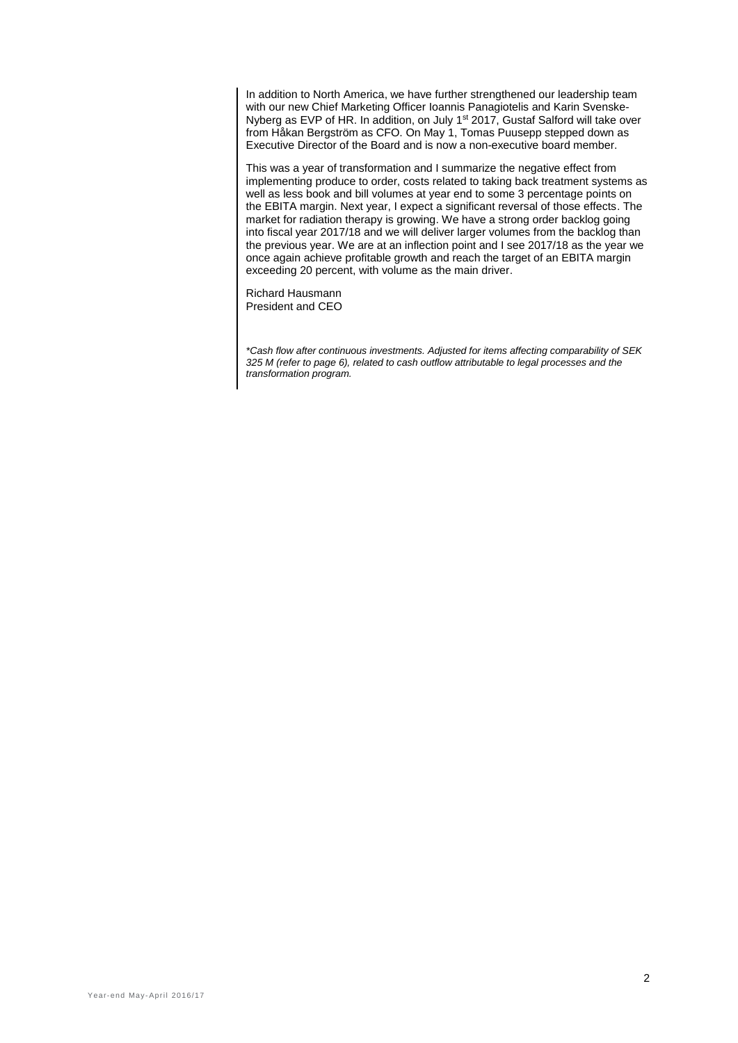In addition to North America, we have further strengthened our leadership team with our new Chief Marketing Officer Ioannis Panagiotelis and Karin Svenske-Nyberg as EVP of HR. In addition, on July 1st 2017, Gustaf Salford will take over from Håkan Bergström as CFO. On May 1, Tomas Puusepp stepped down as Executive Director of the Board and is now a non-executive board member.

This was a year of transformation and I summarize the negative effect from implementing produce to order, costs related to taking back treatment systems as well as less book and bill volumes at year end to some 3 percentage points on the EBITA margin. Next year, I expect a significant reversal of those effects. The market for radiation therapy is growing. We have a strong order backlog going into fiscal year 2017/18 and we will deliver larger volumes from the backlog than the previous year. We are at an inflection point and I see 2017/18 as the year we once again achieve profitable growth and reach the target of an EBITA margin exceeding 20 percent, with volume as the main driver.

Richard Hausmann
President and CEO

**

*Cash flow after continuous investments. Adjusted for items affecting comparability of SEK 325 M (refer to page 6), related to cash outflow attributable to legal processes and the transformation program.*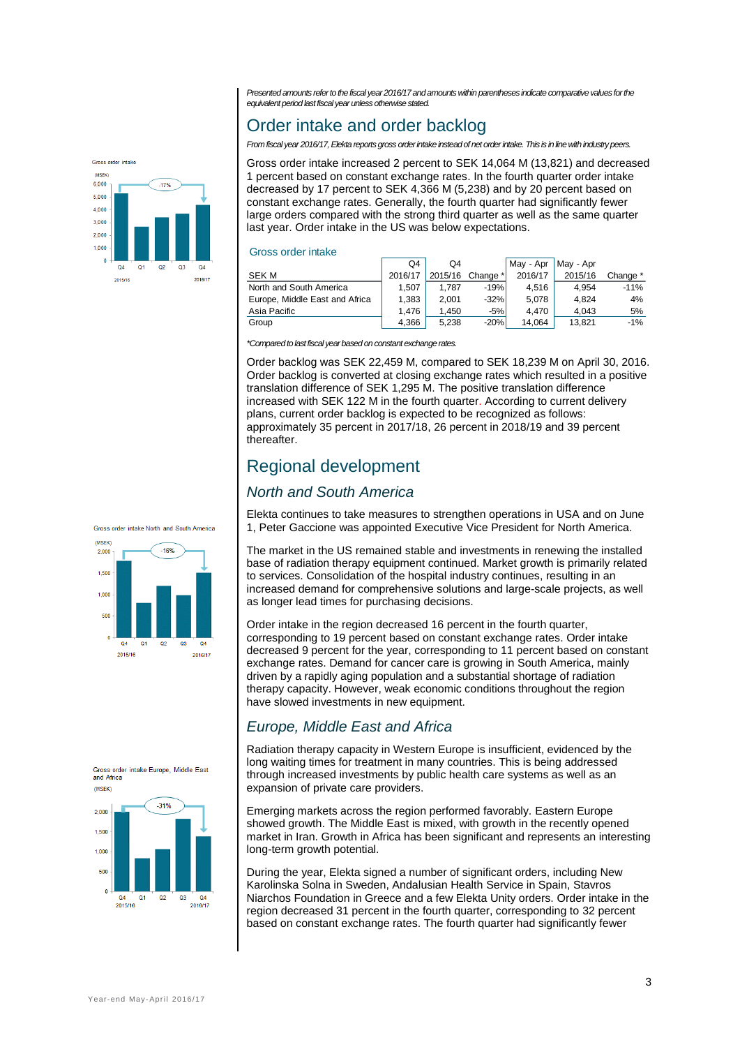*Presented amounts refer to the fiscal year 2016/17 and amounts within parentheses indicate comparative values for the equivalent period last fiscal year unless otherwise stated.*

## Order intake and order backlog

*From fiscal year 2016/17, Elekta reports gross order intake instead of net order intake. This is in line with industry peers.*

Gross order intake increased 2 percent to SEK 14,064 M (13,821) and decreased 1 percent based on constant exchange rates. In the fourth quarter order intake decreased by 17 percent to SEK 4,366 M (5,238) and by 20 percent based on constant exchange rates. Generally, the fourth quarter had significantly fewer large orders compared with the strong third quarter as well as the same quarter last year. Order intake in the US was below expectations.

### Gross order intake

| SEK M | Q4 2016/17 | Q4 2015/16 | Change * | May - Apr 2016/17 | May - Apr 2015/16 | Change * |
|---|---|---|---|---|---|---|
| North and South America | 1,507 | 1,787 | -19% | 4,516 | 4,954 | -11% |
| Europe, Middle East and Africa | 1,383 | 2,001 | -32% | 5,078 | 4,824 | 4% |
| Asia Pacific | 1,476 | 1,450 | -5% | 4,470 | 4,043 | 5% |
| Group | 4,366 | 5,238 | -20% | 14,064 | 13,821 | -1% |

*\*Compared to last fiscal year based on constant exchange rates.*

Order backlog was SEK 22,459 M, compared to SEK 18,239 M on April 30, 2016. Order backlog is converted at closing exchange rates which resulted in a positive translation difference of SEK 1,295 M. The positive translation difference increased with SEK 122 M in the fourth quarter. According to current delivery plans, current order backlog is expected to be recognized as follows: approximately 35 percent in 2017/18, 26 percent in 2018/19 and 39 percent thereafter.

## Regional development

### *North and South America*

Elekta continues to take measures to strengthen operations in USA and on June 1, Peter Gaccione was appointed Executive Vice President for North America.

The market in the US remained stable and investments in renewing the installed base of radiation therapy equipment continued. Market growth is primarily related to services. Consolidation of the hospital industry continues, resulting in an increased demand for comprehensive solutions and large-scale projects, as well as longer lead times for purchasing decisions.

Order intake in the region decreased 16 percent in the fourth quarter, corresponding to 19 percent based on constant exchange rates. Order intake decreased 9 percent for the year, corresponding to 11 percent based on constant exchange rates. Demand for cancer care is growing in South America, mainly driven by a rapidly aging population and a substantial shortage of radiation therapy capacity. However, weak economic conditions throughout the region have slowed investments in new equipment.

### *Europe, Middle East and Africa*

Radiation therapy capacity in Western Europe is insufficient, evidenced by the long waiting times for treatment in many countries. This is being addressed through increased investments by public health care systems as well as an expansion of private care providers.

Emerging markets across the region performed favorably. Eastern Europe showed growth. The Middle East is mixed, with growth in the recently opened market in Iran. Growth in Africa has been significant and represents an interesting long-term growth potential.

During the year, Elekta signed a number of significant orders, including New Karolinska Solna in Sweden, Andalusian Health Service in Spain, Stavros Niarchos Foundation in Greece and a few Elekta Unity orders. Order intake in the region decreased 31 percent in the fourth quarter, corresponding to 32 percent based on constant exchange rates. The fourth quarter had significantly fewer

Gross order intake (MSEK): Q4 2015/16 – Q4 2016/17, -17%

Gross order intake North and South America (MSEK): Q4 2015/16 – Q4 2016/17, -16%

Gross order intake Europe, Middle East and Africa (MSEK): Q4 2015/16 – Q4 2016/17, -31%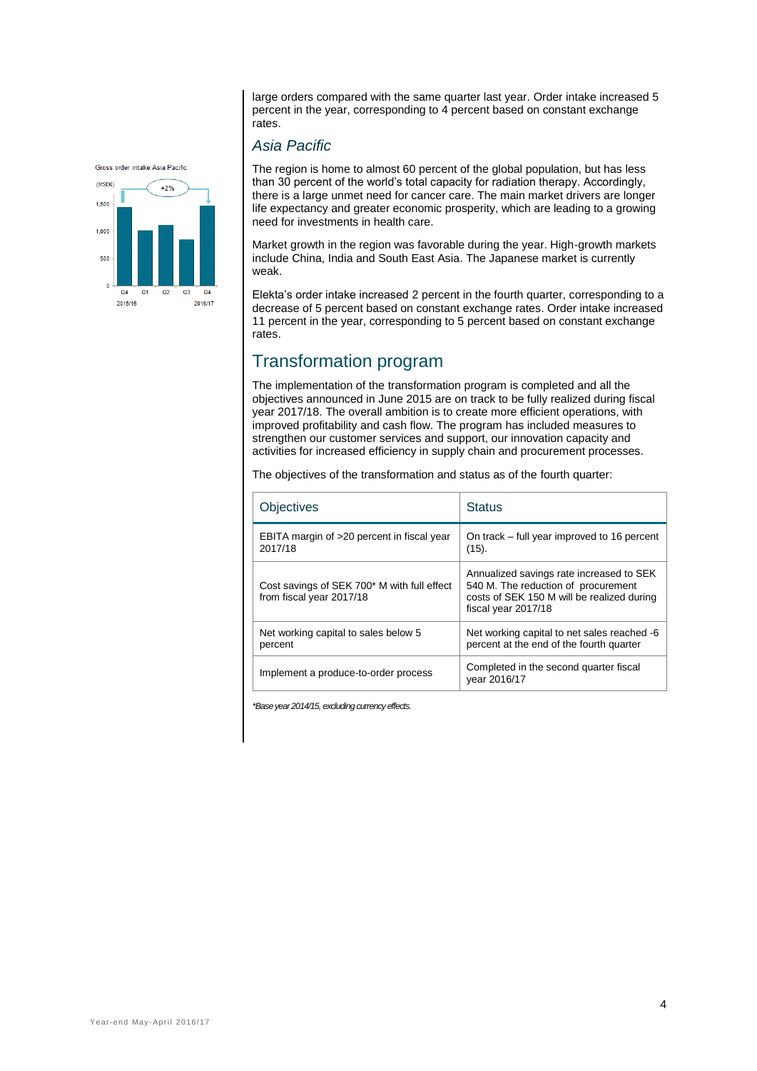large orders compared with the same quarter last year. Order intake increased 5 percent in the year, corresponding to 4 percent based on constant exchange rates.

### *Asia Pacific*

The region is home to almost 60 percent of the global population, but has less than 30 percent of the world's total capacity for radiation therapy. Accordingly, there is a large unmet need for cancer care. The main market drivers are longer life expectancy and greater economic prosperity, which are leading to a growing need for investments in health care.

Market growth in the region was favorable during the year. High-growth markets include China, India and South East Asia. The Japanese market is currently weak.

Elekta's order intake increased 2 percent in the fourth quarter, corresponding to a decrease of 5 percent based on constant exchange rates. Order intake increased 11 percent in the year, corresponding to 5 percent based on constant exchange rates.

Gross order intake Asia Pacific

(MSEK)

+2%

Q4 2015/16, Q1, Q2, Q3, Q4 2016/17

## Transformation program

The implementation of the transformation program is completed and all the objectives announced in June 2015 are on track to be fully realized during fiscal year 2017/18. The overall ambition is to create more efficient operations, with improved profitability and cash flow. The program has included measures to strengthen our customer services and support, our innovation capacity and activities for increased efficiency in supply chain and procurement processes.

The objectives of the transformation and status as of the fourth quarter:

| Objectives | Status |
|---|---|
| EBITA margin of >20 percent in fiscal year 2017/18 | On track – full year improved to 16 percent (15). |
| Cost savings of SEK 700* M with full effect from fiscal year 2017/18 | Annualized savings rate increased to SEK 540 M. The reduction of procurement costs of SEK 150 M will be realized during fiscal year 2017/18 |
| Net working capital to sales below 5 percent | Net working capital to net sales reached -6 percent at the end of the fourth quarter |
| Implement a produce-to-order process | Completed in the second quarter fiscal year 2016/17 |

*\*Base year 2014/15, excluding currency effects.*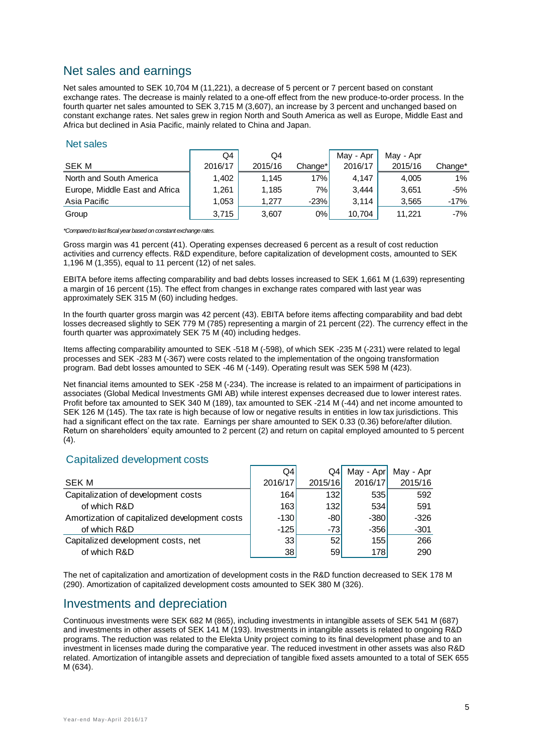## Net sales and earnings

Net sales amounted to SEK 10,704 M (11,221), a decrease of 5 percent or 7 percent based on constant exchange rates. The decrease is mainly related to a one-off effect from the new produce-to-order process. In the fourth quarter net sales amounted to SEK 3,715 M (3,607), an increase by 3 percent and unchanged based on constant exchange rates. Net sales grew in region North and South America as well as Europe, Middle East and Africa but declined in Asia Pacific, mainly related to China and Japan.

### Net sales

| SEK M | Q4 2016/17 | Q4 2015/16 | Change* | May - Apr 2016/17 | May - Apr 2015/16 | Change* |
|---|---|---|---|---|---|---|
| North and South America | 1,402 | 1,145 | 17% | 4,147 | 4,005 | 1% |
| Europe, Middle East and Africa | 1,261 | 1,185 | 7% | 3,444 | 3,651 | -5% |
| Asia Pacific | 1,053 | 1,277 | -23% | 3,114 | 3,565 | -17% |
| Group | 3,715 | 3,607 | 0% | 10,704 | 11,221 | -7% |

*Compared to last fiscal year based on constant exchange rates.*

Gross margin was 41 percent (41). Operating expenses decreased 6 percent as a result of cost reduction activities and currency effects. R&D expenditure, before capitalization of development costs, amounted to SEK 1,196 M (1,355), equal to 11 percent (12) of net sales.

EBITA before items affecting comparability and bad debts losses increased to SEK 1,661 M (1,639) representing a margin of 16 percent (15). The effect from changes in exchange rates compared with last year was approximately SEK 315 M (60) including hedges.

In the fourth quarter gross margin was 42 percent (43). EBITA before items affecting comparability and bad debt losses decreased slightly to SEK 779 M (785) representing a margin of 21 percent (22). The currency effect in the fourth quarter was approximately SEK 75 M (40) including hedges.

Items affecting comparability amounted to SEK -518 M (-598), of which SEK -235 M (-231) were related to legal processes and SEK -283 M (-367) were costs related to the implementation of the ongoing transformation program. Bad debt losses amounted to SEK -46 M (-149). Operating result was SEK 598 M (423).

Net financial items amounted to SEK -258 M (-234). The increase is related to an impairment of participations in associates (Global Medical Investments GMI AB) while interest expenses decreased due to lower interest rates. Profit before tax amounted to SEK 340 M (189), tax amounted to SEK -214 M (-44) and net income amounted to SEK 126 M (145). The tax rate is high because of low or negative results in entities in low tax jurisdictions. This had a significant effect on the tax rate. Earnings per share amounted to SEK 0.33 (0.36) before/after dilution. Return on shareholders' equity amounted to 2 percent (2) and return on capital employed amounted to 5 percent (4).

### Capitalized development costs

| SEK M | Q4 2016/17 | Q4 2015/16 | May - Apr 2016/17 | May - Apr 2015/16 |
|---|---|---|---|---|
| Capitalization of development costs | 164 | 132 | 535 | 592 |
| of which R&D | 163 | 132 | 534 | 591 |
| Amortization of capitalized development costs | -130 | -80 | -380 | -326 |
| of which R&D | -125 | -73 | -356 | -301 |
| Capitalized development costs, net | 33 | 52 | 155 | 266 |
| of which R&D | 38 | 59 | 178 | 290 |

The net of capitalization and amortization of development costs in the R&D function decreased to SEK 178 M (290). Amortization of capitalized development costs amounted to SEK 380 M (326).

## Investments and depreciation

Continuous investments were SEK 682 M (865), including investments in intangible assets of SEK 541 M (687) and investments in other assets of SEK 141 M (193). Investments in intangible assets is related to ongoing R&D programs. The reduction was related to the Elekta Unity project coming to its final development phase and to an investment in licenses made during the comparative year. The reduced investment in other assets was also R&D related. Amortization of intangible assets and depreciation of tangible fixed assets amounted to a total of SEK 655 M (634).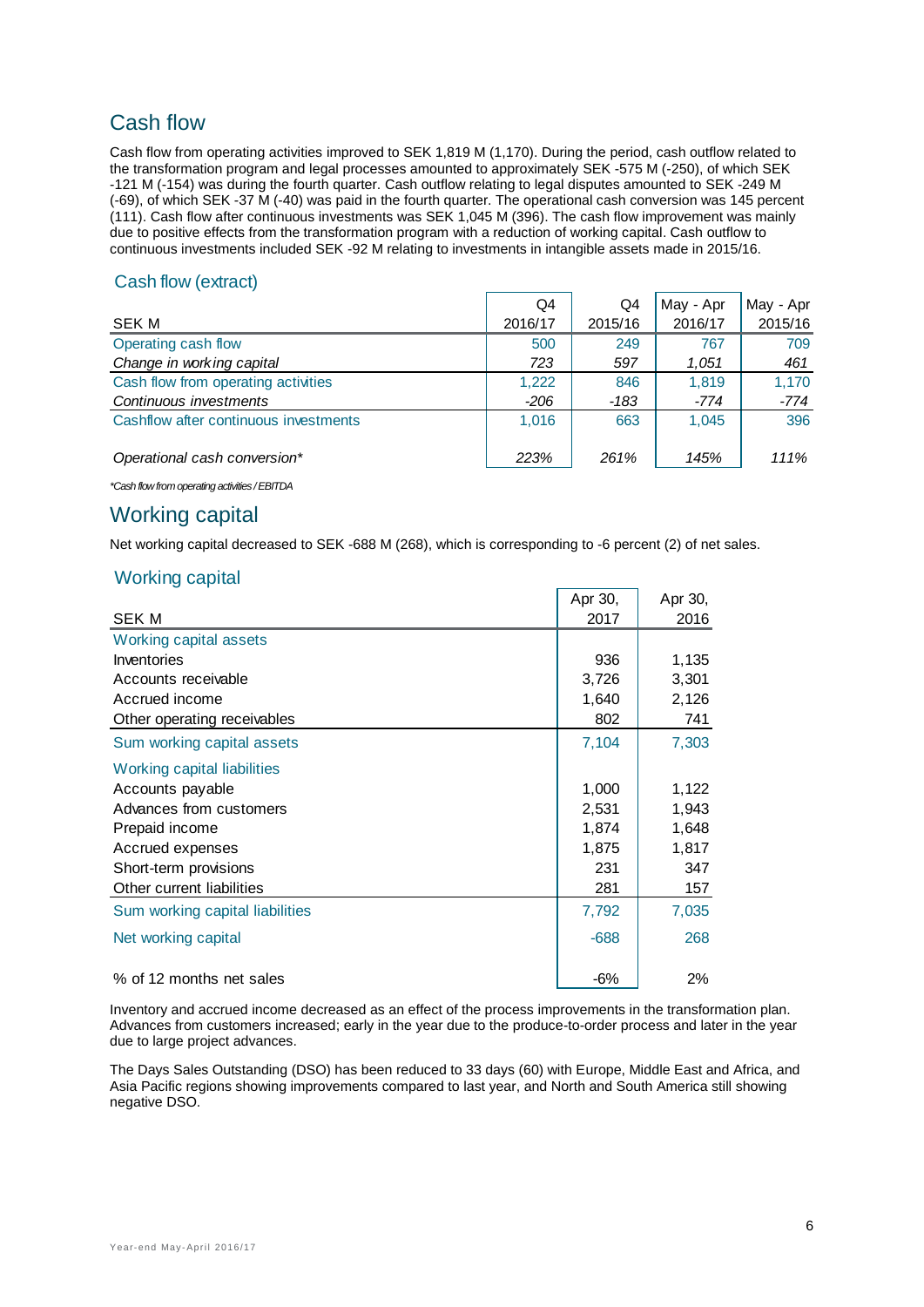## Cash flow

Cash flow from operating activities improved to SEK 1,819 M (1,170). During the period, cash outflow related to the transformation program and legal processes amounted to approximately SEK -575 M (-250), of which SEK -121 M (-154) was during the fourth quarter. Cash outflow relating to legal disputes amounted to SEK -249 M (-69), of which SEK -37 M (-40) was paid in the fourth quarter. The operational cash conversion was 145 percent (111). Cash flow after continuous investments was SEK 1,045 M (396). The cash flow improvement was mainly due to positive effects from the transformation program with a reduction of working capital. Cash outflow to continuous investments included SEK -92 M relating to investments in intangible assets made in 2015/16.

### Cash flow (extract)

| SEK M | Q4 2016/17 | Q4 2015/16 | May - Apr 2016/17 | May - Apr 2015/16 |
|---|---|---|---|---|
| Operating cash flow | 500 | 249 | 767 | 709 |
| *Change in working capital* | *723* | *597* | *1,051* | *461* |
| Cash flow from operating activities | 1,222 | 846 | 1,819 | 1,170 |
| *Continuous investments* | *-206* | *-183* | *-774* | *-774* |
| Cashflow after continuous investments | 1,016 | 663 | 1,045 | 396 |
| *Operational cash conversion** | *223%* | *261%* | *145%* | *111%* |

*\*Cash flow from operating activities / EBITDA*

## Working capital

Net working capital decreased to SEK -688 M (268), which is corresponding to -6 percent (2) of net sales.

### Working capital

| SEK M | Apr 30, 2017 | Apr 30, 2016 |
|---|---|---|
| Working capital assets | | |
| Inventories | 936 | 1,135 |
| Accounts receivable | 3,726 | 3,301 |
| Accrued income | 1,640 | 2,126 |
| Other operating receivables | 802 | 741 |
| Sum working capital assets | 7,104 | 7,303 |
| Working capital liabilities | | |
| Accounts payable | 1,000 | 1,122 |
| Advances from customers | 2,531 | 1,943 |
| Prepaid income | 1,874 | 1,648 |
| Accrued expenses | 1,875 | 1,817 |
| Short-term provisions | 231 | 347 |
| Other current liabilities | 281 | 157 |
| Sum working capital liabilities | 7,792 | 7,035 |
| Net working capital | -688 | 268 |
| % of 12 months net sales | -6% | 2% |

Inventory and accrued income decreased as an effect of the process improvements in the transformation plan. Advances from customers increased; early in the year due to the produce-to-order process and later in the year due to large project advances.

The Days Sales Outstanding (DSO) has been reduced to 33 days (60) with Europe, Middle East and Africa, and Asia Pacific regions showing improvements compared to last year, and North and South America still showing negative DSO.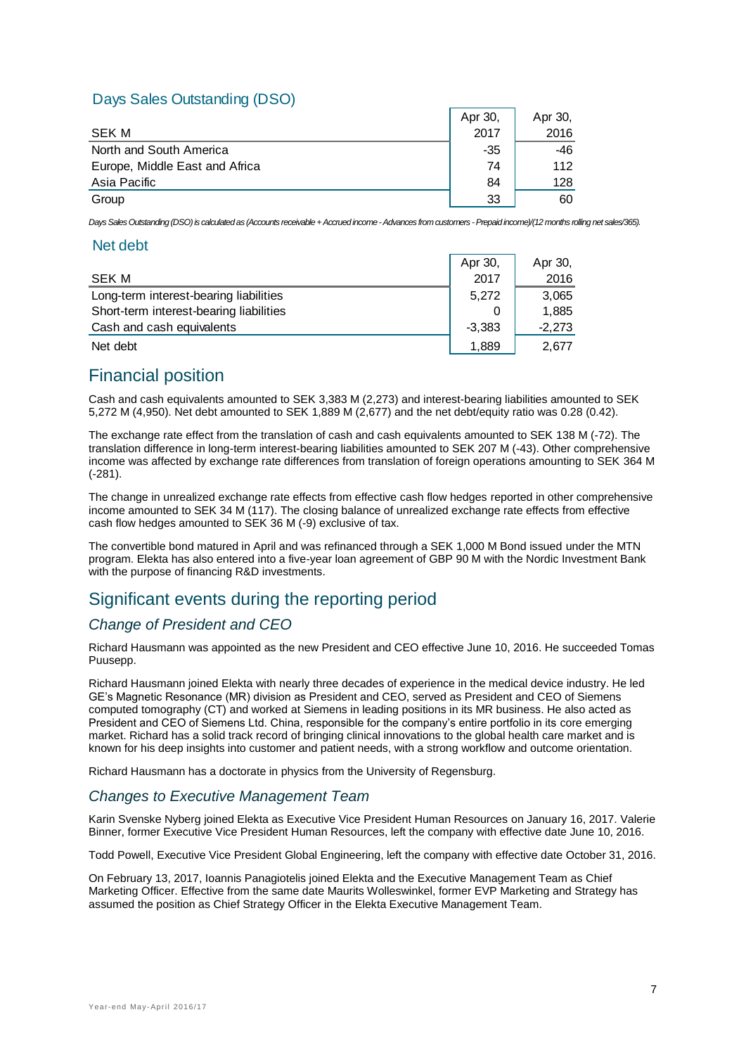## Days Sales Outstanding (DSO)

| SEK M | Apr 30, 2017 | Apr 30, 2016 |
|---|---|---|
| North and South America | -35 | -46 |
| Europe, Middle East and Africa | 74 | 112 |
| Asia Pacific | 84 | 128 |
| Group | 33 | 60 |

*Days Sales Outstanding (DSO) is calculated as (Accounts receivable + Accrued income - Advances from customers - Prepaid income)/(12 months rolling net sales/365).*

## Net debt

| SEK M | Apr 30, 2017 | Apr 30, 2016 |
|---|---|---|
| Long-term interest-bearing liabilities | 5,272 | 3,065 |
| Short-term interest-bearing liabilities | 0 | 1,885 |
| Cash and cash equivalents | -3,383 | -2,273 |
| Net debt | 1,889 | 2,677 |

# Financial position

Cash and cash equivalents amounted to SEK 3,383 M (2,273) and interest-bearing liabilities amounted to SEK 5,272 M (4,950). Net debt amounted to SEK 1,889 M (2,677) and the net debt/equity ratio was 0.28 (0.42).

The exchange rate effect from the translation of cash and cash equivalents amounted to SEK 138 M (-72). The translation difference in long-term interest-bearing liabilities amounted to SEK 207 M (-43). Other comprehensive income was affected by exchange rate differences from translation of foreign operations amounting to SEK 364 M (-281).

The change in unrealized exchange rate effects from effective cash flow hedges reported in other comprehensive income amounted to SEK 34 M (117). The closing balance of unrealized exchange rate effects from effective cash flow hedges amounted to SEK 36 M (-9) exclusive of tax.

The convertible bond matured in April and was refinanced through a SEK 1,000 M Bond issued under the MTN program. Elekta has also entered into a five-year loan agreement of GBP 90 M with the Nordic Investment Bank with the purpose of financing R&D investments.

# Significant events during the reporting period

## *Change of President and CEO*

Richard Hausmann was appointed as the new President and CEO effective June 10, 2016. He succeeded Tomas Puusepp.

Richard Hausmann joined Elekta with nearly three decades of experience in the medical device industry. He led GE's Magnetic Resonance (MR) division as President and CEO, served as President and CEO of Siemens computed tomography (CT) and worked at Siemens in leading positions in its MR business. He also acted as President and CEO of Siemens Ltd. China, responsible for the company's entire portfolio in its core emerging market. Richard has a solid track record of bringing clinical innovations to the global health care market and is known for his deep insights into customer and patient needs, with a strong workflow and outcome orientation.

Richard Hausmann has a doctorate in physics from the University of Regensburg.

## *Changes to Executive Management Team*

Karin Svenske Nyberg joined Elekta as Executive Vice President Human Resources on January 16, 2017. Valerie Binner, former Executive Vice President Human Resources, left the company with effective date June 10, 2016.

Todd Powell, Executive Vice President Global Engineering, left the company with effective date October 31, 2016.

On February 13, 2017, Ioannis Panagiotelis joined Elekta and the Executive Management Team as Chief Marketing Officer. Effective from the same date Maurits Wolleswinkel, former EVP Marketing and Strategy has assumed the position as Chief Strategy Officer in the Elekta Executive Management Team.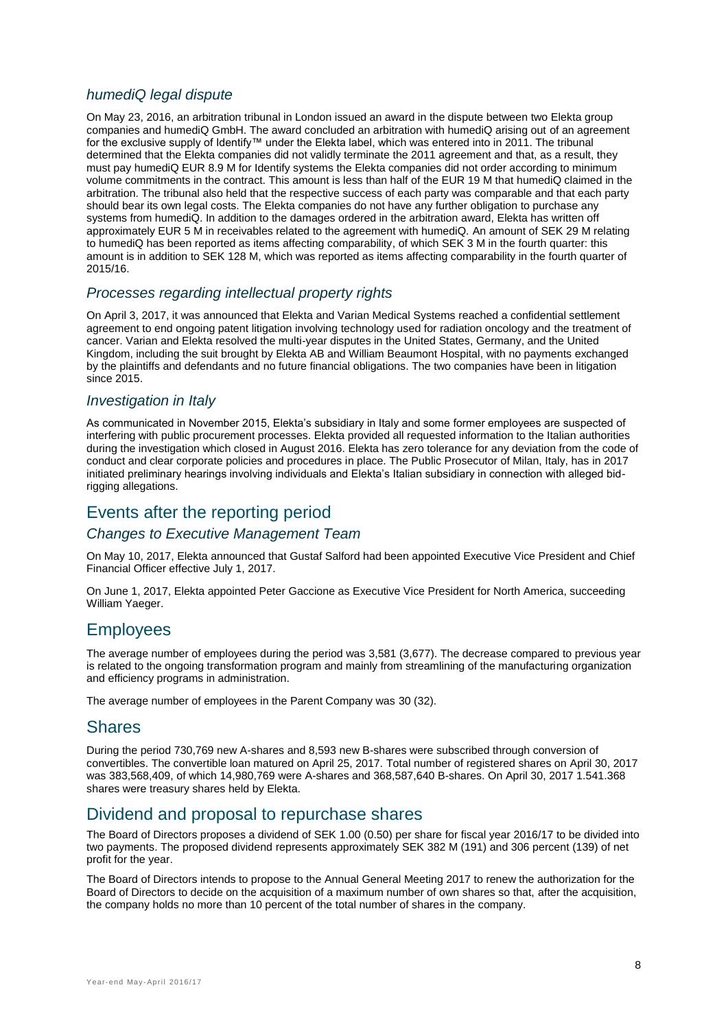### *humediQ legal dispute*

On May 23, 2016, an arbitration tribunal in London issued an award in the dispute between two Elekta group companies and humediQ GmbH. The award concluded an arbitration with humediQ arising out of an agreement for the exclusive supply of Identify™ under the Elekta label, which was entered into in 2011. The tribunal determined that the Elekta companies did not validly terminate the 2011 agreement and that, as a result, they must pay humediQ EUR 8.9 M for Identify systems the Elekta companies did not order according to minimum volume commitments in the contract. This amount is less than half of the EUR 19 M that humediQ claimed in the arbitration. The tribunal also held that the respective success of each party was comparable and that each party should bear its own legal costs. The Elekta companies do not have any further obligation to purchase any systems from humediQ. In addition to the damages ordered in the arbitration award, Elekta has written off approximately EUR 5 M in receivables related to the agreement with humediQ. An amount of SEK 29 M relating to humediQ has been reported as items affecting comparability, of which SEK 3 M in the fourth quarter: this amount is in addition to SEK 128 M, which was reported as items affecting comparability in the fourth quarter of 2015/16.

### *Processes regarding intellectual property rights*

On April 3, 2017, it was announced that Elekta and Varian Medical Systems reached a confidential settlement agreement to end ongoing patent litigation involving technology used for radiation oncology and the treatment of cancer. Varian and Elekta resolved the multi-year disputes in the United States, Germany, and the United Kingdom, including the suit brought by Elekta AB and William Beaumont Hospital, with no payments exchanged by the plaintiffs and defendants and no future financial obligations. The two companies have been in litigation since 2015.

### *Investigation in Italy*

As communicated in November 2015, Elekta's subsidiary in Italy and some former employees are suspected of interfering with public procurement processes. Elekta provided all requested information to the Italian authorities during the investigation which closed in August 2016. Elekta has zero tolerance for any deviation from the code of conduct and clear corporate policies and procedures in place. The Public Prosecutor of Milan, Italy, has in 2017 initiated preliminary hearings involving individuals and Elekta's Italian subsidiary in connection with alleged bid-rigging allegations.

## Events after the reporting period

### *Changes to Executive Management Team*

On May 10, 2017, Elekta announced that Gustaf Salford had been appointed Executive Vice President and Chief Financial Officer effective July 1, 2017.

On June 1, 2017, Elekta appointed Peter Gaccione as Executive Vice President for North America, succeeding William Yaeger.

## Employees

The average number of employees during the period was 3,581 (3,677). The decrease compared to previous year is related to the ongoing transformation program and mainly from streamlining of the manufacturing organization and efficiency programs in administration.

The average number of employees in the Parent Company was 30 (32).

## Shares

During the period 730,769 new A-shares and 8,593 new B-shares were subscribed through conversion of convertibles. The convertible loan matured on April 25, 2017. Total number of registered shares on April 30, 2017 was 383,568,409, of which 14,980,769 were A-shares and 368,587,640 B-shares. On April 30, 2017 1.541.368 shares were treasury shares held by Elekta.

## Dividend and proposal to repurchase shares

The Board of Directors proposes a dividend of SEK 1.00 (0.50) per share for fiscal year 2016/17 to be divided into two payments. The proposed dividend represents approximately SEK 382 M (191) and 306 percent (139) of net profit for the year.

The Board of Directors intends to propose to the Annual General Meeting 2017 to renew the authorization for the Board of Directors to decide on the acquisition of a maximum number of own shares so that, after the acquisition, the company holds no more than 10 percent of the total number of shares in the company.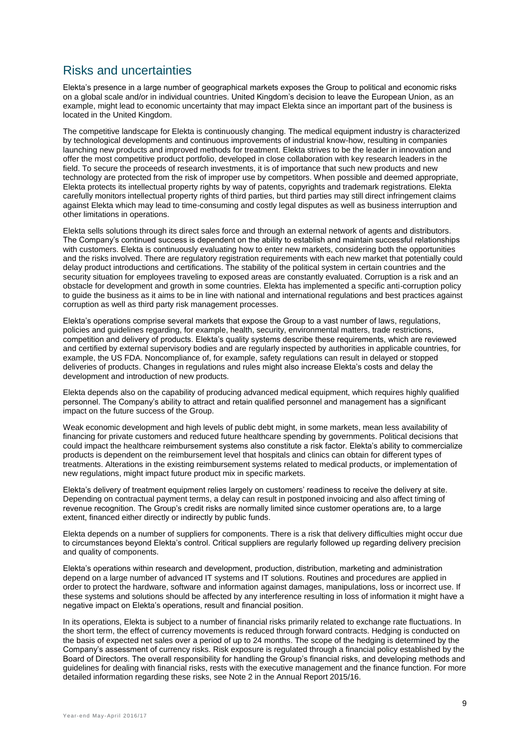## Risks and uncertainties

Elekta's presence in a large number of geographical markets exposes the Group to political and economic risks on a global scale and/or in individual countries. United Kingdom's decision to leave the European Union, as an example, might lead to economic uncertainty that may impact Elekta since an important part of the business is located in the United Kingdom.

The competitive landscape for Elekta is continuously changing. The medical equipment industry is characterized by technological developments and continuous improvements of industrial know-how, resulting in companies launching new products and improved methods for treatment. Elekta strives to be the leader in innovation and offer the most competitive product portfolio, developed in close collaboration with key research leaders in the field. To secure the proceeds of research investments, it is of importance that such new products and new technology are protected from the risk of improper use by competitors. When possible and deemed appropriate, Elekta protects its intellectual property rights by way of patents, copyrights and trademark registrations. Elekta carefully monitors intellectual property rights of third parties, but third parties may still direct infringement claims against Elekta which may lead to time-consuming and costly legal disputes as well as business interruption and other limitations in operations.

Elekta sells solutions through its direct sales force and through an external network of agents and distributors. The Company's continued success is dependent on the ability to establish and maintain successful relationships with customers. Elekta is continuously evaluating how to enter new markets, considering both the opportunities and the risks involved. There are regulatory registration requirements with each new market that potentially could delay product introductions and certifications. The stability of the political system in certain countries and the security situation for employees traveling to exposed areas are constantly evaluated. Corruption is a risk and an obstacle for development and growth in some countries. Elekta has implemented a specific anti-corruption policy to guide the business as it aims to be in line with national and international regulations and best practices against corruption as well as third party risk management processes.

Elekta's operations comprise several markets that expose the Group to a vast number of laws, regulations, policies and guidelines regarding, for example, health, security, environmental matters, trade restrictions, competition and delivery of products. Elekta's quality systems describe these requirements, which are reviewed and certified by external supervisory bodies and are regularly inspected by authorities in applicable countries, for example, the US FDA. Noncompliance of, for example, safety regulations can result in delayed or stopped deliveries of products. Changes in regulations and rules might also increase Elekta's costs and delay the development and introduction of new products.

Elekta depends also on the capability of producing advanced medical equipment, which requires highly qualified personnel. The Company's ability to attract and retain qualified personnel and management has a significant impact on the future success of the Group.

Weak economic development and high levels of public debt might, in some markets, mean less availability of financing for private customers and reduced future healthcare spending by governments. Political decisions that could impact the healthcare reimbursement systems also constitute a risk factor. Elekta's ability to commercialize products is dependent on the reimbursement level that hospitals and clinics can obtain for different types of treatments. Alterations in the existing reimbursement systems related to medical products, or implementation of new regulations, might impact future product mix in specific markets.

Elekta's delivery of treatment equipment relies largely on customers' readiness to receive the delivery at site. Depending on contractual payment terms, a delay can result in postponed invoicing and also affect timing of revenue recognition. The Group's credit risks are normally limited since customer operations are, to a large extent, financed either directly or indirectly by public funds.

Elekta depends on a number of suppliers for components. There is a risk that delivery difficulties might occur due to circumstances beyond Elekta's control. Critical suppliers are regularly followed up regarding delivery precision and quality of components.

Elekta's operations within research and development, production, distribution, marketing and administration depend on a large number of advanced IT systems and IT solutions. Routines and procedures are applied in order to protect the hardware, software and information against damages, manipulations, loss or incorrect use. If these systems and solutions should be affected by any interference resulting in loss of information it might have a negative impact on Elekta's operations, result and financial position.

In its operations, Elekta is subject to a number of financial risks primarily related to exchange rate fluctuations. In the short term, the effect of currency movements is reduced through forward contracts. Hedging is conducted on the basis of expected net sales over a period of up to 24 months. The scope of the hedging is determined by the Company's assessment of currency risks. Risk exposure is regulated through a financial policy established by the Board of Directors. The overall responsibility for handling the Group's financial risks, and developing methods and guidelines for dealing with financial risks, rests with the executive management and the finance function. For more detailed information regarding these risks, see Note 2 in the Annual Report 2015/16.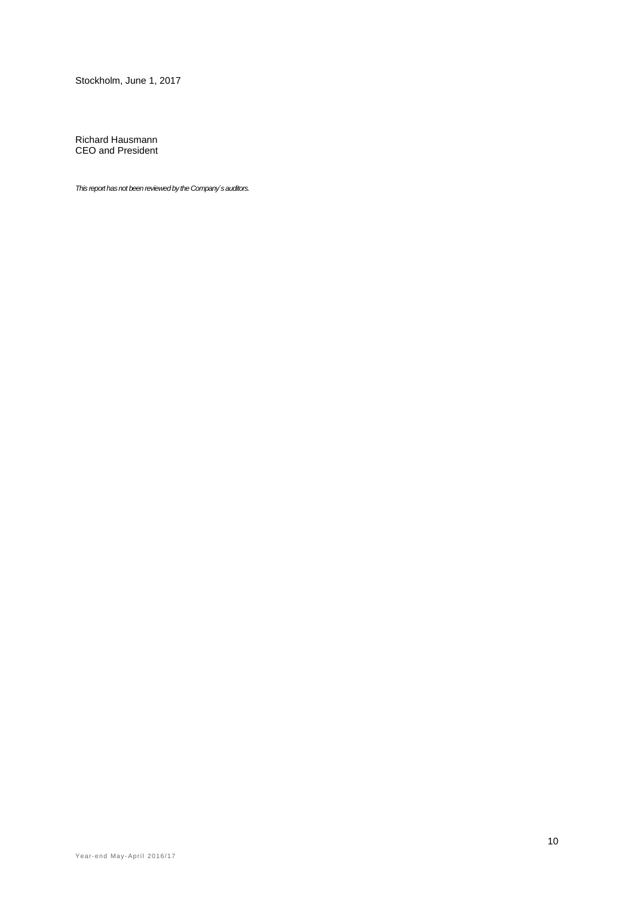Stockholm, June 1, 2017

Richard Hausmann
CEO and President

*This report has not been reviewed by the Company´s auditors.*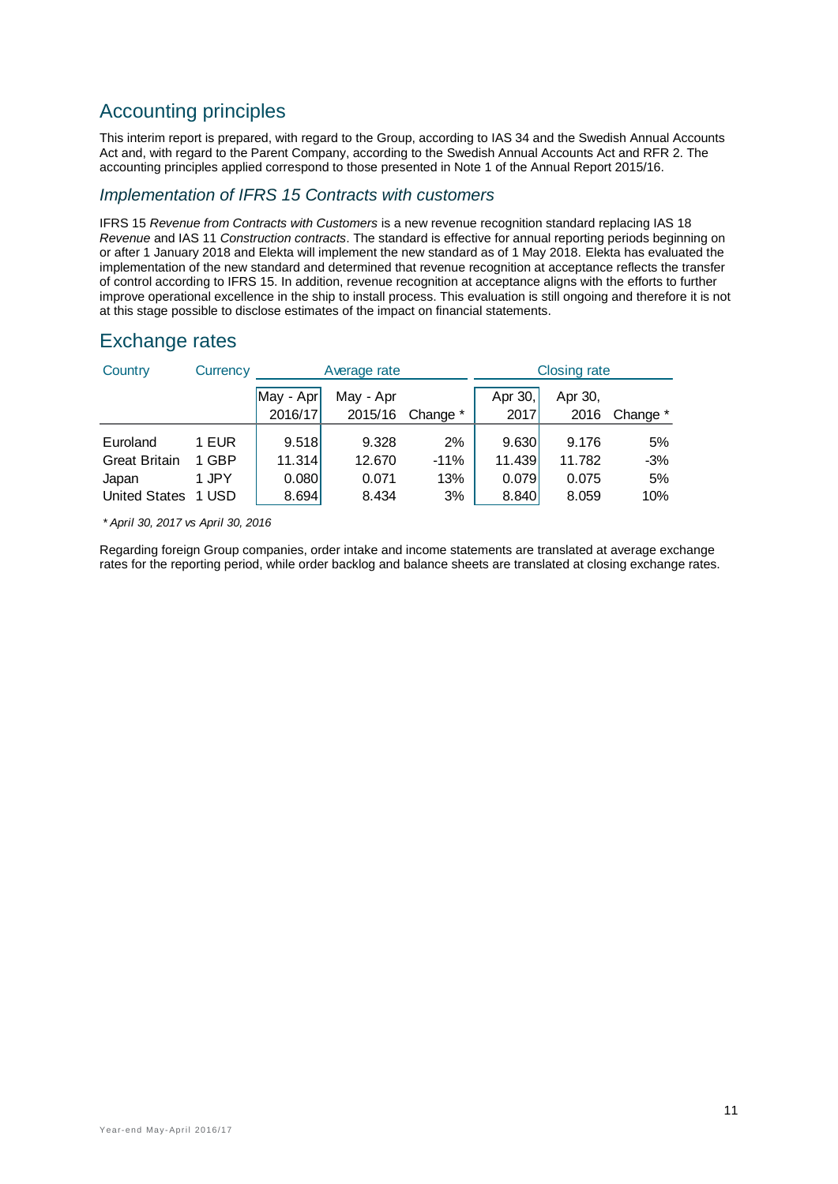## Accounting principles

This interim report is prepared, with regard to the Group, according to IAS 34 and the Swedish Annual Accounts Act and, with regard to the Parent Company, according to the Swedish Annual Accounts Act and RFR 2. The accounting principles applied correspond to those presented in Note 1 of the Annual Report 2015/16.

### *Implementation of IFRS 15 Contracts with customers*

IFRS 15 *Revenue from Contracts with Customers* is a new revenue recognition standard replacing IAS 18 *Revenue* and IAS 11 *Construction contracts*. The standard is effective for annual reporting periods beginning on or after 1 January 2018 and Elekta will implement the new standard as of 1 May 2018. Elekta has evaluated the implementation of the new standard and determined that revenue recognition at acceptance reflects the transfer of control according to IFRS 15. In addition, revenue recognition at acceptance aligns with the efforts to further improve operational excellence in the ship to install process. This evaluation is still ongoing and therefore it is not at this stage possible to disclose estimates of the impact on financial statements.

## Exchange rates

| Country | Currency | Average rate | | | Closing rate | | |
|---|---|---|---|---|---|---|---|
| | | May - Apr 2016/17 | May - Apr 2015/16 | Change * | Apr 30, 2017 | Apr 30, 2016 | Change * |
| Euroland | 1 EUR | 9.518 | 9.328 | 2% | 9.630 | 9.176 | 5% |
| Great Britain | 1 GBP | 11.314 | 12.670 | -11% | 11.439 | 11.782 | -3% |
| Japan | 1 JPY | 0.080 | 0.071 | 13% | 0.079 | 0.075 | 5% |
| United States | 1 USD | 8.694 | 8.434 | 3% | 8.840 | 8.059 | 10% |

*\* April 30, 2017 vs April 30, 2016*

Regarding foreign Group companies, order intake and income statements are translated at average exchange rates for the reporting period, while order backlog and balance sheets are translated at closing exchange rates.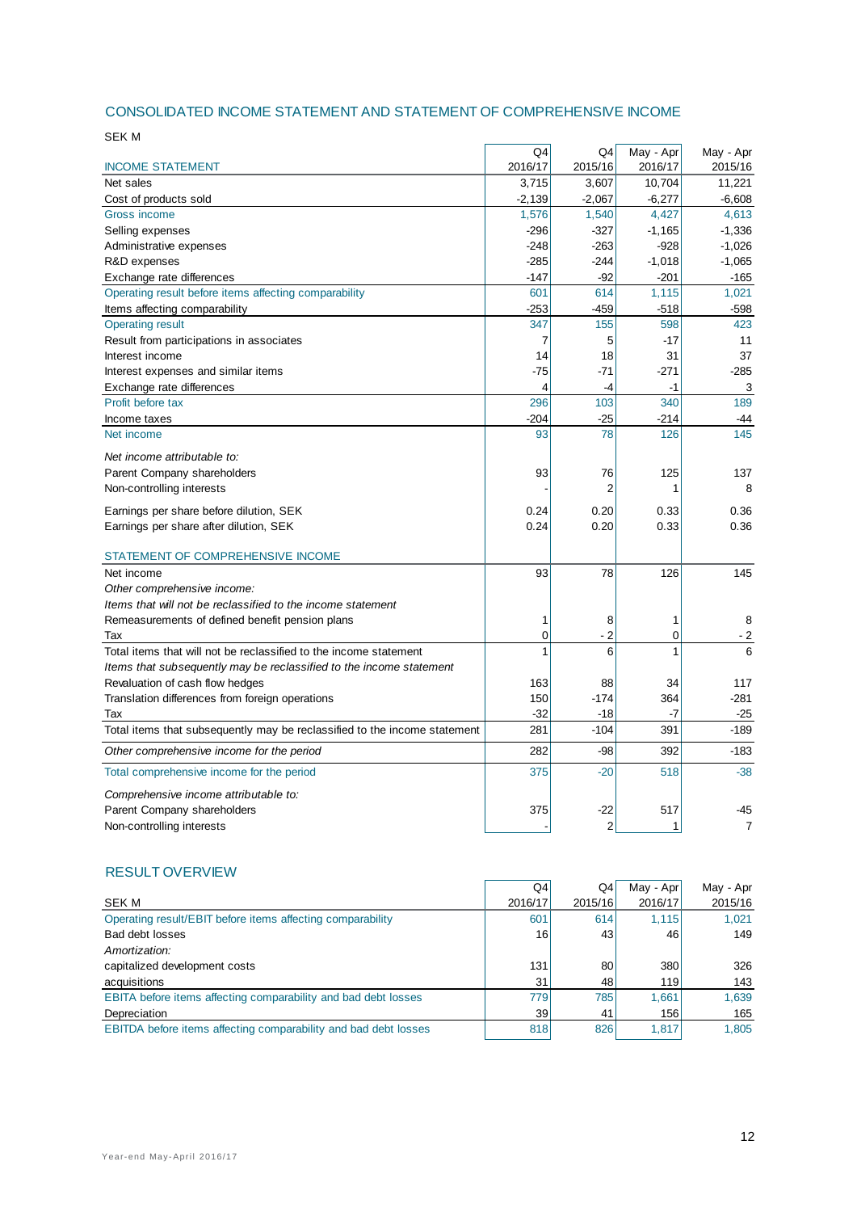## CONSOLIDATED INCOME STATEMENT AND STATEMENT OF COMPREHENSIVE INCOME

SEK M

| INCOME STATEMENT | Q4 2016/17 | Q4 2015/16 | May - Apr 2016/17 | May - Apr 2015/16 |
|---|---|---|---|---|
| Net sales | 3,715 | 3,607 | 10,704 | 11,221 |
| Cost of products sold | -2,139 | -2,067 | -6,277 | -6,608 |
| Gross income | 1,576 | 1,540 | 4,427 | 4,613 |
| Selling expenses | -296 | -327 | -1,165 | -1,336 |
| Administrative expenses | -248 | -263 | -928 | -1,026 |
| R&D expenses | -285 | -244 | -1,018 | -1,065 |
| Exchange rate differences | -147 | -92 | -201 | -165 |
| Operating result before items affecting comparability | 601 | 614 | 1,115 | 1,021 |
| Items affecting comparability | -253 | -459 | -518 | -598 |
| Operating result | 347 | 155 | 598 | 423 |
| Result from participations in associates | 7 | 5 | -17 | 11 |
| Interest income | 14 | 18 | 31 | 37 |
| Interest expenses and similar items | -75 | -71 | -271 | -285 |
| Exchange rate differences | 4 | -4 | -1 | 3 |
| Profit before tax | 296 | 103 | 340 | 189 |
| Income taxes | -204 | -25 | -214 | -44 |
| Net income | 93 | 78 | 126 | 145 |
| *Net income attributable to:* | | | | |
| Parent Company shareholders | 93 | 76 | 125 | 137 |
| Non-controlling interests | - | 2 | 1 | 8 |
| Earnings per share before dilution, SEK | 0.24 | 0.20 | 0.33 | 0.36 |
| Earnings per share after dilution, SEK | 0.24 | 0.20 | 0.33 | 0.36 |
| **STATEMENT OF COMPREHENSIVE INCOME** | | | | |
| Net income | 93 | 78 | 126 | 145 |
| *Other comprehensive income:* | | | | |
| *Items that will not be reclassified to the income statement* | | | | |
| Remeasurements of defined benefit pension plans | 1 | 8 | 1 | 8 |
| Tax | 0 | - 2 | 0 | - 2 |
| Total items that will not be reclassified to the income statement | 1 | 6 | 1 | 6 |
| *Items that subsequently may be reclassified to the income statement* | | | | |
| Revaluation of cash flow hedges | 163 | 88 | 34 | 117 |
| Translation differences from foreign operations | 150 | -174 | 364 | -281 |
| Tax | -32 | -18 | -7 | -25 |
| Total items that subsequently may be reclassified to the income statement | 281 | -104 | 391 | -189 |
| *Other comprehensive income for the period* | 282 | -98 | 392 | -183 |
| Total comprehensive income for the period | 375 | -20 | 518 | -38 |
| *Comprehensive income attributable to:* | | | | |
| Parent Company shareholders | 375 | -22 | 517 | -45 |
| Non-controlling interests | - | 2 | 1 | 7 |

## RESULT OVERVIEW

| SEK M | Q4 2016/17 | Q4 2015/16 | May - Apr 2016/17 | May - Apr 2015/16 |
|---|---|---|---|---|
| Operating result/EBIT before items affecting comparability | 601 | 614 | 1,115 | 1,021 |
| Bad debt losses | 16 | 43 | 46 | 149 |
| *Amortization:* | | | | |
| capitalized development costs | 131 | 80 | 380 | 326 |
| acquisitions | 31 | 48 | 119 | 143 |
| EBITA before items affecting comparability and bad debt losses | 779 | 785 | 1,661 | 1,639 |
| Depreciation | 39 | 41 | 156 | 165 |
| EBITDA before items affecting comparability and bad debt losses | 818 | 826 | 1,817 | 1,805 |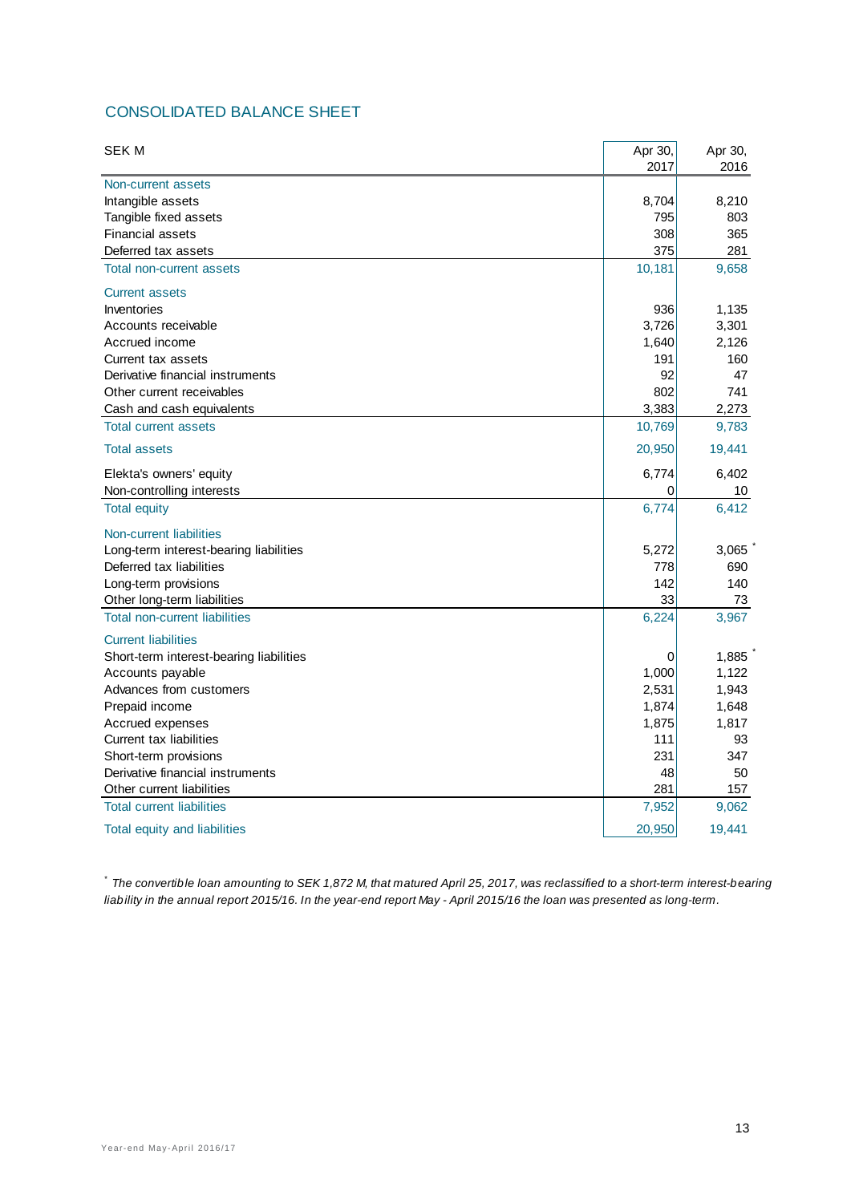## CONSOLIDATED BALANCE SHEET

| SEK M | Apr 30, 2017 | Apr 30, 2016 |
|---|---|---|
| **Non-current assets** | | |
| Intangible assets | 8,704 | 8,210 |
| Tangible fixed assets | 795 | 803 |
| Financial assets | 308 | 365 |
| Deferred tax assets | 375 | 281 |
| **Total non-current assets** | 10,181 | 9,658 |
| **Current assets** | | |
| Inventories | 936 | 1,135 |
| Accounts receivable | 3,726 | 3,301 |
| Accrued income | 1,640 | 2,126 |
| Current tax assets | 191 | 160 |
| Derivative financial instruments | 92 | 47 |
| Other current receivables | 802 | 741 |
| Cash and cash equivalents | 3,383 | 2,273 |
| **Total current assets** | 10,769 | 9,783 |
| **Total assets** | 20,950 | 19,441 |
| Elekta's owners' equity | 6,774 | 6,402 |
| Non-controlling interests | 0 | 10 |
| **Total equity** | 6,774 | 6,412 |
| **Non-current liabilities** | | |
| Long-term interest-bearing liabilities | 5,272 | 3,065 * |
| Deferred tax liabilities | 778 | 690 |
| Long-term provisions | 142 | 140 |
| Other long-term liabilities | 33 | 73 |
| **Total non-current liabilities** | 6,224 | 3,967 |
| **Current liabilities** | | |
| Short-term interest-bearing liabilities | 0 | 1,885 * |
| Accounts payable | 1,000 | 1,122 |
| Advances from customers | 2,531 | 1,943 |
| Prepaid income | 1,874 | 1,648 |
| Accrued expenses | 1,875 | 1,817 |
| Current tax liabilities | 111 | 93 |
| Short-term provisions | 231 | 347 |
| Derivative financial instruments | 48 | 50 |
| Other current liabilities | 281 | 157 |
| **Total current liabilities** | 7,952 | 9,062 |
| **Total equity and liabilities** | 20,950 | 19,441 |

\* *The convertible loan amounting to SEK 1,872 M, that matured April 25, 2017, was reclassified to a short-term interest-bearing liability in the annual report 2015/16. In the year-end report May - April 2015/16 the loan was presented as long-term.*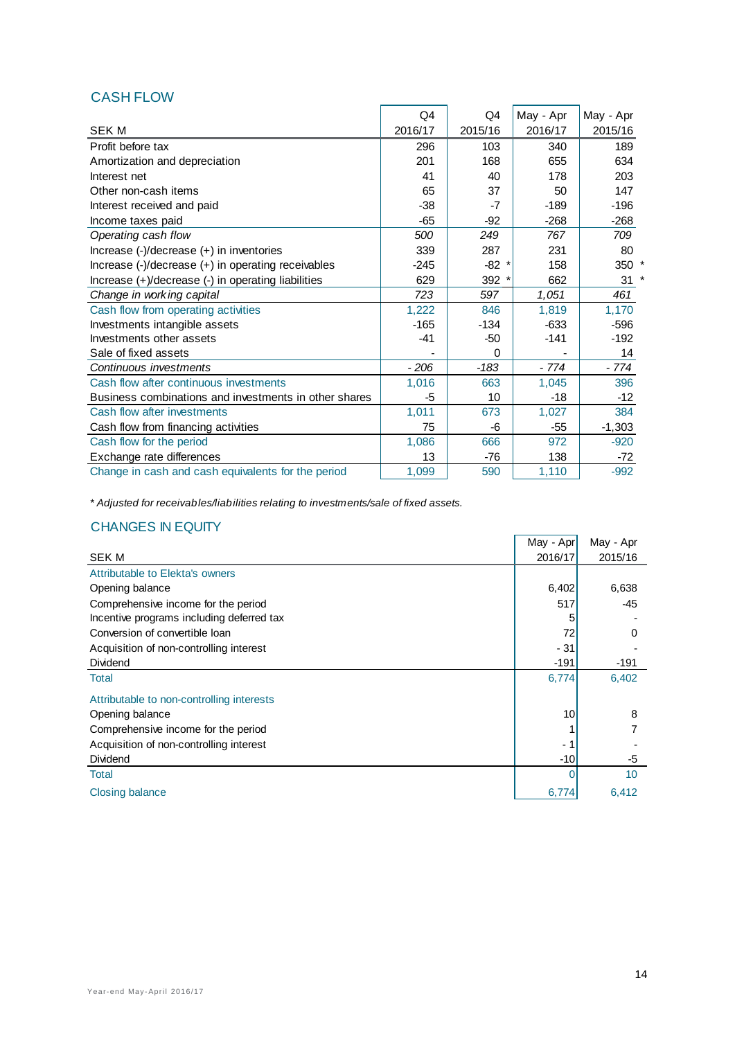## CASH FLOW

| SEK M | Q4 2016/17 | Q4 2015/16 | May - Apr 2016/17 | May - Apr 2015/16 |
|---|---|---|---|---|
| Profit before tax | 296 | 103 | 340 | 189 |
| Amortization and depreciation | 201 | 168 | 655 | 634 |
| Interest net | 41 | 40 | 178 | 203 |
| Other non-cash items | 65 | 37 | 50 | 147 |
| Interest received and paid | -38 | -7 | -189 | -196 |
| Income taxes paid | -65 | -92 | -268 | -268 |
| *Operating cash flow* | *500* | *249* | *767* | *709* |
| Increase (-)/decrease (+) in inventories | 339 | 287 | 231 | 80 |
| Increase (-)/decrease (+) in operating receivables | -245 | -82 * | 158 | 350 * |
| Increase (+)/decrease (-) in operating liabilities | 629 | 392 * | 662 | 31 * |
| *Change in working capital* | *723* | *597* | *1,051* | *461* |
| Cash flow from operating activities | 1,222 | 846 | 1,819 | 1,170 |
| Investments intangible assets | -165 | -134 | -633 | -596 |
| Investments other assets | -41 | -50 | -141 | -192 |
| Sale of fixed assets | - | 0 | - | 14 |
| *Continuous investments* | *- 206* | *-183* | *- 774* | *- 774* |
| Cash flow after continuous investments | 1,016 | 663 | 1,045 | 396 |
| Business combinations and investments in other shares | -5 | 10 | -18 | -12 |
| Cash flow after investments | 1,011 | 673 | 1,027 | 384 |
| Cash flow from financing activities | 75 | -6 | -55 | -1,303 |
| Cash flow for the period | 1,086 | 666 | 972 | -920 |
| Exchange rate differences | 13 | -76 | 138 | -72 |
| Change in cash and cash equivalents for the period | 1,099 | 590 | 1,110 | -992 |

*\* Adjusted for receivables/liabilities relating to investments/sale of fixed assets.*

## CHANGES IN EQUITY

| SEK M | May - Apr 2016/17 | May - Apr 2015/16 |
|---|---|---|
| Attributable to Elekta's owners | | |
| Opening balance | 6,402 | 6,638 |
| Comprehensive income for the period | 517 | -45 |
| Incentive programs including deferred tax | 5 | - |
| Conversion of convertible loan | 72 | 0 |
| Acquisition of non-controlling interest | - 31 | - |
| Dividend | -191 | -191 |
| Total | 6,774 | 6,402 |
| Attributable to non-controlling interests | | |
| Opening balance | 10 | 8 |
| Comprehensive income for the period | 1 | 7 |
| Acquisition of non-controlling interest | - 1 | - |
| Dividend | -10 | -5 |
| Total | 0 | 10 |
| Closing balance | 6,774 | 6,412 |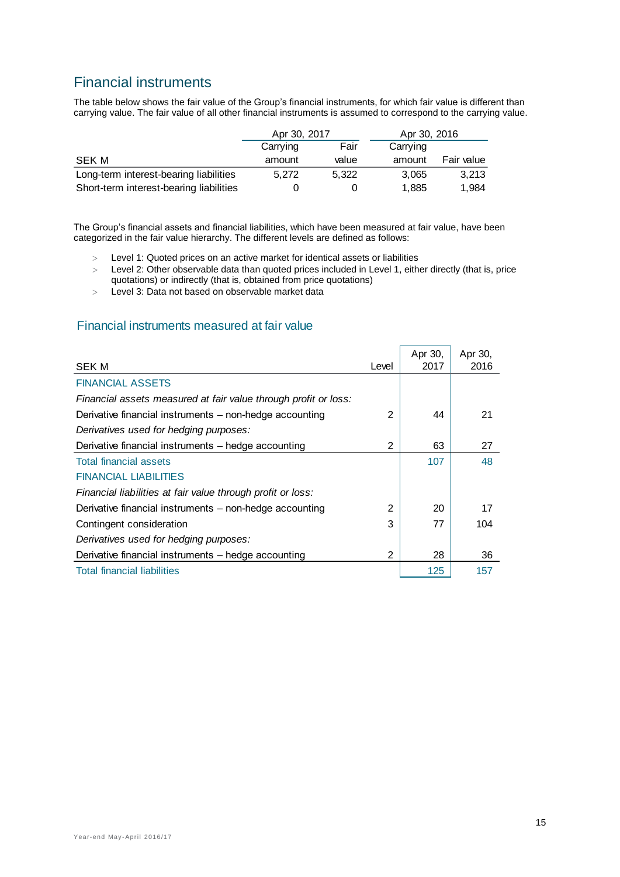## Financial instruments

The table below shows the fair value of the Group's financial instruments, for which fair value is different than carrying value. The fair value of all other financial instruments is assumed to correspond to the carrying value.

| SEK M | Apr 30, 2017 Carrying amount | Apr 30, 2017 Fair value | Apr 30, 2016 Carrying amount | Apr 30, 2016 Fair value |
|---|---|---|---|---|
| Long-term interest-bearing liabilities | 5,272 | 5,322 | 3,065 | 3,213 |
| Short-term interest-bearing liabilities | 0 | 0 | 1,885 | 1,984 |

The Group's financial assets and financial liabilities, which have been measured at fair value, have been categorized in the fair value hierarchy. The different levels are defined as follows:

- Level 1: Quoted prices on an active market for identical assets or liabilities
- Level 2: Other observable data than quoted prices included in Level 1, either directly (that is, price quotations) or indirectly (that is, obtained from price quotations)
- Level 3: Data not based on observable market data

### Financial instruments measured at fair value

| SEK M | Level | Apr 30, 2017 | Apr 30, 2016 |
|---|---|---|---|
| FINANCIAL ASSETS | | | |
| *Financial assets measured at fair value through profit or loss:* | | | |
| Derivative financial instruments – non-hedge accounting | 2 | 44 | 21 |
| *Derivatives used for hedging purposes:* | | | |
| Derivative financial instruments – hedge accounting | 2 | 63 | 27 |
| Total financial assets | | 107 | 48 |
| FINANCIAL LIABILITIES | | | |
| *Financial liabilities at fair value through profit or loss:* | | | |
| Derivative financial instruments – non-hedge accounting | 2 | 20 | 17 |
| Contingent consideration | 3 | 77 | 104 |
| *Derivatives used for hedging purposes:* | | | |
| Derivative financial instruments – hedge accounting | 2 | 28 | 36 |
| Total financial liabilities | | 125 | 157 |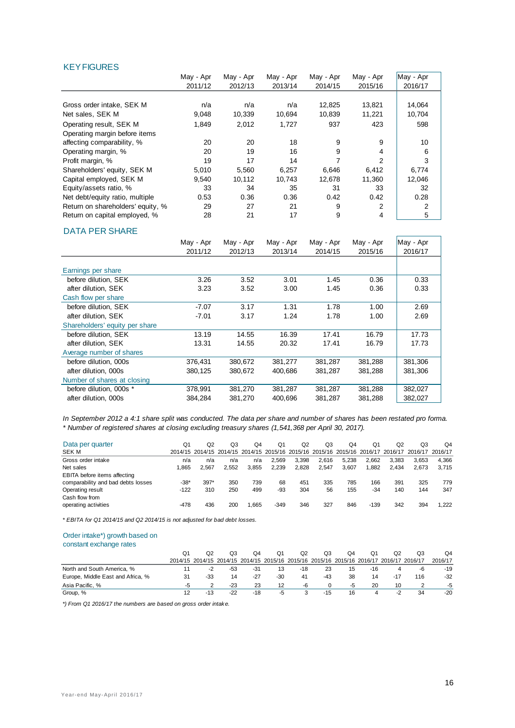## KEY FIGURES

| | May - Apr 2011/12 | May - Apr 2012/13 | May - Apr 2013/14 | May - Apr 2014/15 | May - Apr 2015/16 | May - Apr 2016/17 |
|---|---|---|---|---|---|---|
| Gross order intake, SEK M | n/a | n/a | n/a | 12,825 | 13,821 | 14,064 |
| Net sales, SEK M | 9,048 | 10,339 | 10,694 | 10,839 | 11,221 | 10,704 |
| Operating result, SEK M | 1,849 | 2,012 | 1,727 | 937 | 423 | 598 |
| Operating margin before items affecting comparability, % | 20 | 20 | 18 | 9 | 9 | 10 |
| Operating margin, % | 20 | 19 | 16 | 9 | 4 | 6 |
| Profit margin, % | 19 | 17 | 14 | 7 | 2 | 3 |
| Shareholders' equity, SEK M | 5,010 | 5,560 | 6,257 | 6,646 | 6,412 | 6,774 |
| Capital employed, SEK M | 9,540 | 10,112 | 10,743 | 12,678 | 11,360 | 12,046 |
| Equity/assets ratio, % | 33 | 34 | 35 | 31 | 33 | 32 |
| Net debt/equity ratio, multiple | 0.53 | 0.36 | 0.36 | 0.42 | 0.42 | 0.28 |
| Return on shareholders' equity, % | 29 | 27 | 21 | 9 | 2 | 2 |
| Return on capital employed, % | 28 | 21 | 17 | 9 | 4 | 5 |

## DATA PER SHARE

| | May - Apr 2011/12 | May - Apr 2012/13 | May - Apr 2013/14 | May - Apr 2014/15 | May - Apr 2015/16 | May - Apr 2016/17 |
|---|---|---|---|---|---|---|
| Earnings per share | | | | | | |
| before dilution, SEK | 3.26 | 3.52 | 3.01 | 1.45 | 0.36 | 0.33 |
| after dilution, SEK | 3.23 | 3.52 | 3.00 | 1.45 | 0.36 | 0.33 |
| Cash flow per share | | | | | | |
| before dilution, SEK | -7.07 | 3.17 | 1.31 | 1.78 | 1.00 | 2.69 |
| after dilution, SEK | -7.01 | 3.17 | 1.24 | 1.78 | 1.00 | 2.69 |
| Shareholders' equity per share | | | | | | |
| before dilution, SEK | 13.19 | 14.55 | 16.39 | 17.41 | 16.79 | 17.73 |
| after dilution, SEK | 13.31 | 14.55 | 20.32 | 17.41 | 16.79 | 17.73 |
| Average number of shares | | | | | | |
| before dilution, 000s | 376,431 | 380,672 | 381,277 | 381,287 | 381,288 | 381,306 |
| after dilution, 000s | 380,125 | 380,672 | 400,686 | 381,287 | 381,288 | 381,306 |
| Number of shares at closing | | | | | | |
| before dilution, 000s * | 378,991 | 381,270 | 381,287 | 381,287 | 381,288 | 382,027 |
| after dilution, 000s | 384,284 | 381,270 | 400,696 | 381,287 | 381,288 | 382,027 |

*In September 2012 a 4:1 share split was conducted. The data per share and number of shares has been restated pro forma.*
*\* Number of registered shares at closing excluding treasury shares (1,541,368 per April 30, 2017).*

| Data per quarter SEK M | Q1 2014/15 | Q2 2014/15 | Q3 2014/15 | Q4 2014/15 | Q1 2015/16 | Q2 2015/16 | Q3 2015/16 | Q4 2015/16 | Q1 2016/17 | Q2 2016/17 | Q3 2016/17 | Q4 2016/17 |
|---|---|---|---|---|---|---|---|---|---|---|---|---|
| Gross order intake | n/a | n/a | n/a | n/a | 2,569 | 3,398 | 2,616 | 5,238 | 2,662 | 3,383 | 3,653 | 4,366 |
| Net sales | 1,865 | 2,567 | 2,552 | 3,855 | 2,239 | 2,828 | 2,547 | 3,607 | 1,882 | 2,434 | 2,673 | 3,715 |
| EBITA before items affecting comparability and bad debts losses | -38* | 397* | 350 | 739 | 68 | 451 | 335 | 785 | 166 | 391 | 325 | 779 |
| Operating result | -122 | 310 | 250 | 499 | -93 | 304 | 56 | 155 | -34 | 140 | 144 | 347 |
| Cash flow from operating activities | -478 | 436 | 200 | 1,665 | -349 | 346 | 327 | 846 | -139 | 342 | 394 | 1,222 |

*\* EBITA for Q1 2014/15 and Q2 2014/15 is not adjusted for bad debt losses.*

### Order intake*) growth based on constant exchange rates

| | Q1 2014/15 | Q2 2014/15 | Q3 2014/15 | Q4 2014/15 | Q1 2015/16 | Q2 2015/16 | Q3 2015/16 | Q4 2015/16 | Q1 2016/17 | Q2 2016/17 | Q3 2016/17 | Q4 2016/17 |
|---|---|---|---|---|---|---|---|---|---|---|---|---|
| North and South America, % | 11 | -2 | -53 | -31 | 13 | -18 | 23 | 15 | -16 | 4 | -6 | -19 |
| Europe, Middle East and Africa, % | 31 | -33 | 14 | -27 | -30 | 41 | -43 | 38 | 14 | -17 | 116 | -32 |
| Asia Pacific, % | -5 | 2 | -23 | 23 | 12 | -6 | 0 | -5 | 20 | 10 | 2 | -5 |
| Group, % | 12 | -13 | -22 | -18 | -5 | 3 | -15 | 16 | 4 | -2 | 34 | -20 |

*\*) From Q1 2016/17 the numbers are based on gross order intake.*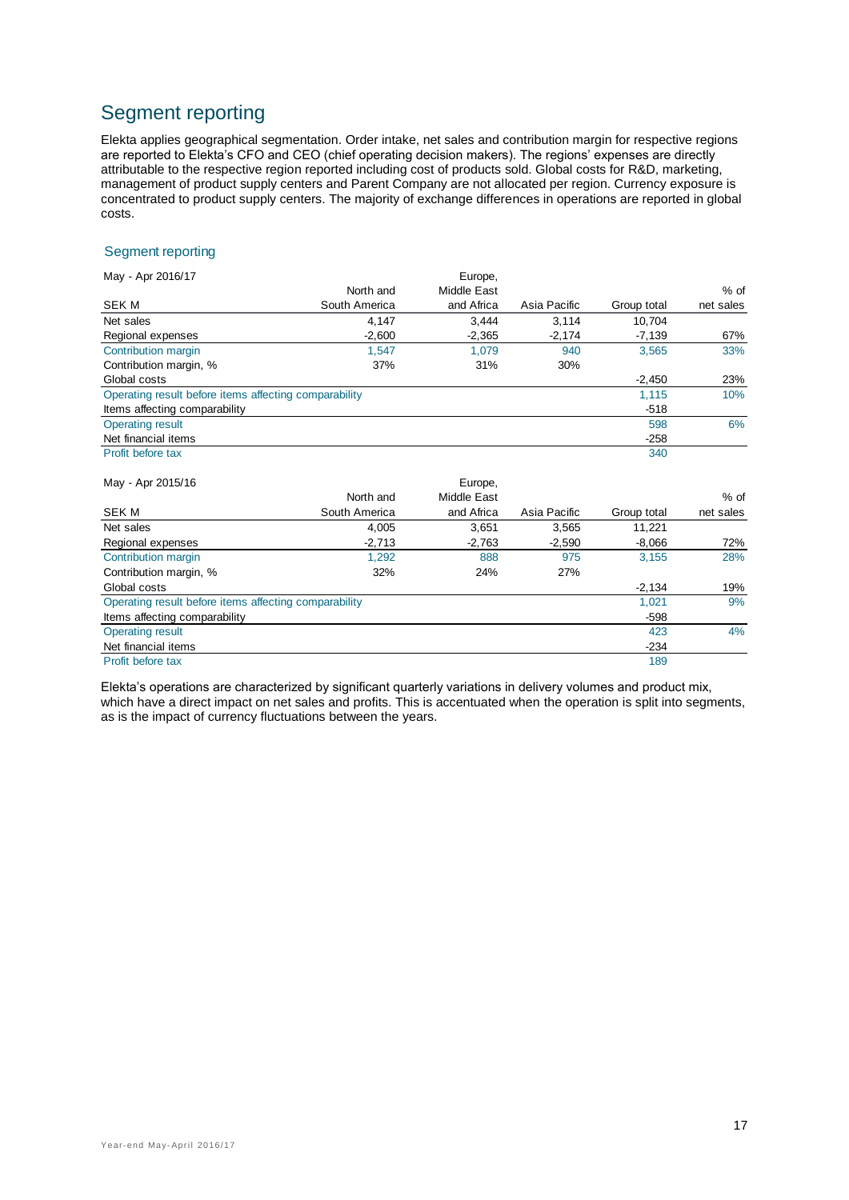# Segment reporting

Elekta applies geographical segmentation. Order intake, net sales and contribution margin for respective regions are reported to Elekta's CFO and CEO (chief operating decision makers). The regions' expenses are directly attributable to the respective region reported including cost of products sold. Global costs for R&D, marketing, management of product supply centers and Parent Company are not allocated per region. Currency exposure is concentrated to product supply centers. The majority of exchange differences in operations are reported in global costs.

## Segment reporting

| May - Apr 2016/17<br>SEK M | North and South America | Europe, Middle East and Africa | Asia Pacific | Group total | % of net sales |
|---|---|---|---|---|---|
| Net sales | 4,147 | 3,444 | 3,114 | 10,704 | |
| Regional expenses | -2,600 | -2,365 | -2,174 | -7,139 | 67% |
| Contribution margin | 1,547 | 1,079 | 940 | 3,565 | 33% |
| Contribution margin, % | 37% | 31% | 30% | | |
| Global costs | | | | -2,450 | 23% |
| Operating result before items affecting comparability | | | | 1,115 | 10% |
| Items affecting comparability | | | | -518 | |
| Operating result | | | | 598 | 6% |
| Net financial items | | | | -258 | |
| Profit before tax | | | | 340 | |

| May - Apr 2015/16<br>SEK M | North and South America | Europe, Middle East and Africa | Asia Pacific | Group total | % of net sales |
|---|---|---|---|---|---|
| Net sales | 4,005 | 3,651 | 3,565 | 11,221 | |
| Regional expenses | -2,713 | -2,763 | -2,590 | -8,066 | 72% |
| Contribution margin | 1,292 | 888 | 975 | 3,155 | 28% |
| Contribution margin, % | 32% | 24% | 27% | | |
| Global costs | | | | -2,134 | 19% |
| Operating result before items affecting comparability | | | | 1,021 | 9% |
| Items affecting comparability | | | | -598 | |
| Operating result | | | | 423 | 4% |
| Net financial items | | | | -234 | |
| Profit before tax | | | | 189 | |

Elekta's operations are characterized by significant quarterly variations in delivery volumes and product mix, which have a direct impact on net sales and profits. This is accentuated when the operation is split into segments, as is the impact of currency fluctuations between the years.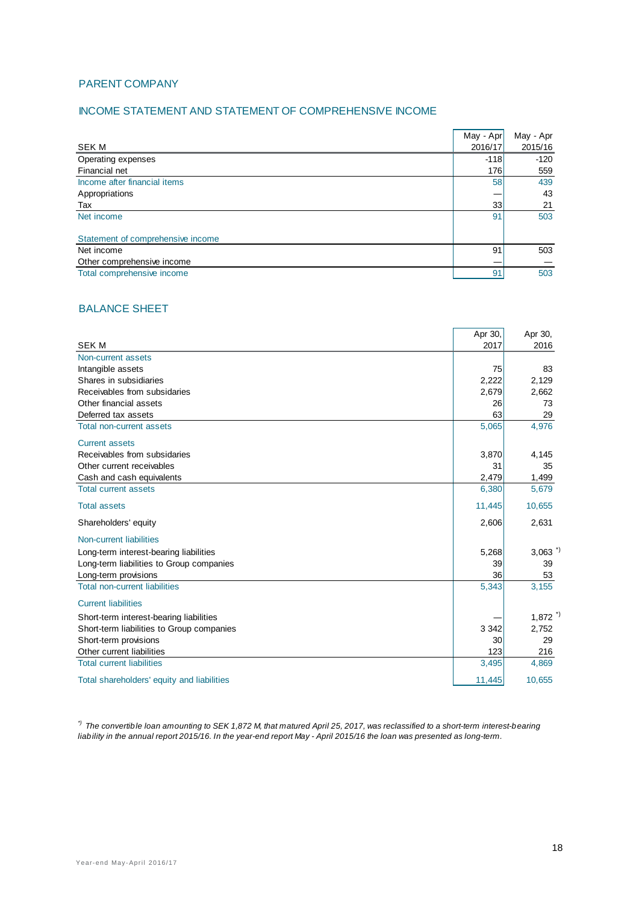## PARENT COMPANY

### INCOME STATEMENT AND STATEMENT OF COMPREHENSIVE INCOME

| SEK M | May - Apr 2016/17 | May - Apr 2015/16 |
|---|---|---|
| Operating expenses | -118 | -120 |
| Financial net | 176 | 559 |
| Income after financial items | 58 | 439 |
| Appropriations | — | 43 |
| Tax | 33 | 21 |
| Net income | 91 | 503 |
| | | |
| Statement of comprehensive income | | |
| Net income | 91 | 503 |
| Other comprehensive income | — | — |
| Total comprehensive income | 91 | 503 |

### BALANCE SHEET

| SEK M | Apr 30, 2017 | Apr 30, 2016 |
|---|---|---|
| Non-current assets | | |
| Intangible assets | 75 | 83 |
| Shares in subsidiaries | 2,222 | 2,129 |
| Receivables from subsidiaries | 2,679 | 2,662 |
| Other financial assets | 26 | 73 |
| Deferred tax assets | 63 | 29 |
| Total non-current assets | 5,065 | 4,976 |
| Current assets | | |
| Receivables from subsidiaries | 3,870 | 4,145 |
| Other current receivables | 31 | 35 |
| Cash and cash equivalents | 2,479 | 1,499 |
| Total current assets | 6,380 | 5,679 |
| Total assets | 11,445 | 10,655 |
| Shareholders' equity | 2,606 | 2,631 |
| Non-current liabilities | | |
| Long-term interest-bearing liabilities | 5,268 | 3,063 *) |
| Long-term liabilities to Group companies | 39 | 39 |
| Long-term provisions | 36 | 53 |
| Total non-current liabilities | 5,343 | 3,155 |
| Current liabilities | | |
| Short-term interest-bearing liabilities | — | 1,872 *) |
| Short-term liabilities to Group companies | 3 342 | 2,752 |
| Short-term provisions | 30 | 29 |
| Other current liabilities | 123 | 216 |
| Total current liabilities | 3,495 | 4,869 |
| Total shareholders' equity and liabilities | 11,445 | 10,655 |

*) *The convertible loan amounting to SEK 1,872 M, that matured April 25, 2017, was reclassified to a short-term interest-bearing liability in the annual report 2015/16. In the year-end report May - April 2015/16 the loan was presented as long-term.*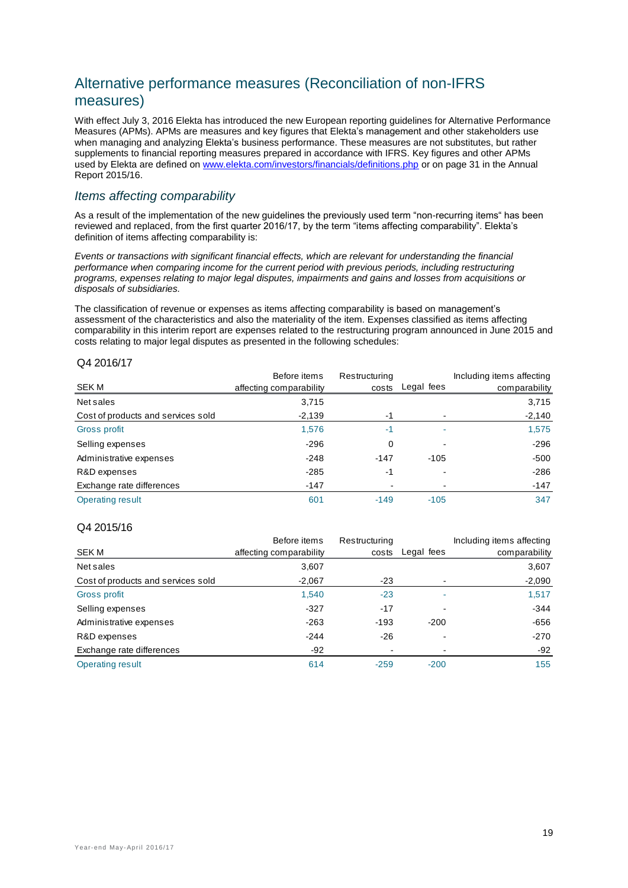## Alternative performance measures (Reconciliation of non-IFRS measures)

With effect July 3, 2016 Elekta has introduced the new European reporting guidelines for Alternative Performance Measures (APMs). APMs are measures and key figures that Elekta's management and other stakeholders use when managing and analyzing Elekta's business performance. These measures are not substitutes, but rather supplements to financial reporting measures prepared in accordance with IFRS. Key figures and other APMs used by Elekta are defined on www.elekta.com/investors/financials/definitions.php or on page 31 in the Annual Report 2015/16.

### *Items affecting comparability*

As a result of the implementation of the new guidelines the previously used term "non-recurring items" has been reviewed and replaced, from the first quarter 2016/17, by the term "items affecting comparability". Elekta's definition of items affecting comparability is:

*Events or transactions with significant financial effects, which are relevant for understanding the financial performance when comparing income for the current period with previous periods, including restructuring programs, expenses relating to major legal disputes, impairments and gains and losses from acquisitions or disposals of subsidiaries.*

The classification of revenue or expenses as items affecting comparability is based on management's assessment of the characteristics and also the materiality of the item. Expenses classified as items affecting comparability in this interim report are expenses related to the restructuring program announced in June 2015 and costs relating to major legal disputes as presented in the following schedules:

**Q4 2016/17**

| SEK M | Before items affecting comparability | Restructuring costs | Legal fees | Including items affecting comparability |
|---|---|---|---|---|
| Net sales | 3,715 | | | 3,715 |
| Cost of products and services sold | -2,139 | -1 | - | -2,140 |
| Gross profit | 1,576 | -1 | - | 1,575 |
| Selling expenses | -296 | 0 | - | -296 |
| Administrative expenses | -248 | -147 | -105 | -500 |
| R&D expenses | -285 | -1 | - | -286 |
| Exchange rate differences | -147 | - | - | -147 |
| Operating result | 601 | -149 | -105 | 347 |

**Q4 2015/16**

| SEK M | Before items affecting comparability | Restructuring costs | Legal fees | Including items affecting comparability |
|---|---|---|---|---|
| Net sales | 3,607 | | | 3,607 |
| Cost of products and services sold | -2,067 | -23 | - | -2,090 |
| Gross profit | 1,540 | -23 | - | 1,517 |
| Selling expenses | -327 | -17 | - | -344 |
| Administrative expenses | -263 | -193 | -200 | -656 |
| R&D expenses | -244 | -26 | - | -270 |
| Exchange rate differences | -92 | - | - | -92 |
| Operating result | 614 | -259 | -200 | 155 |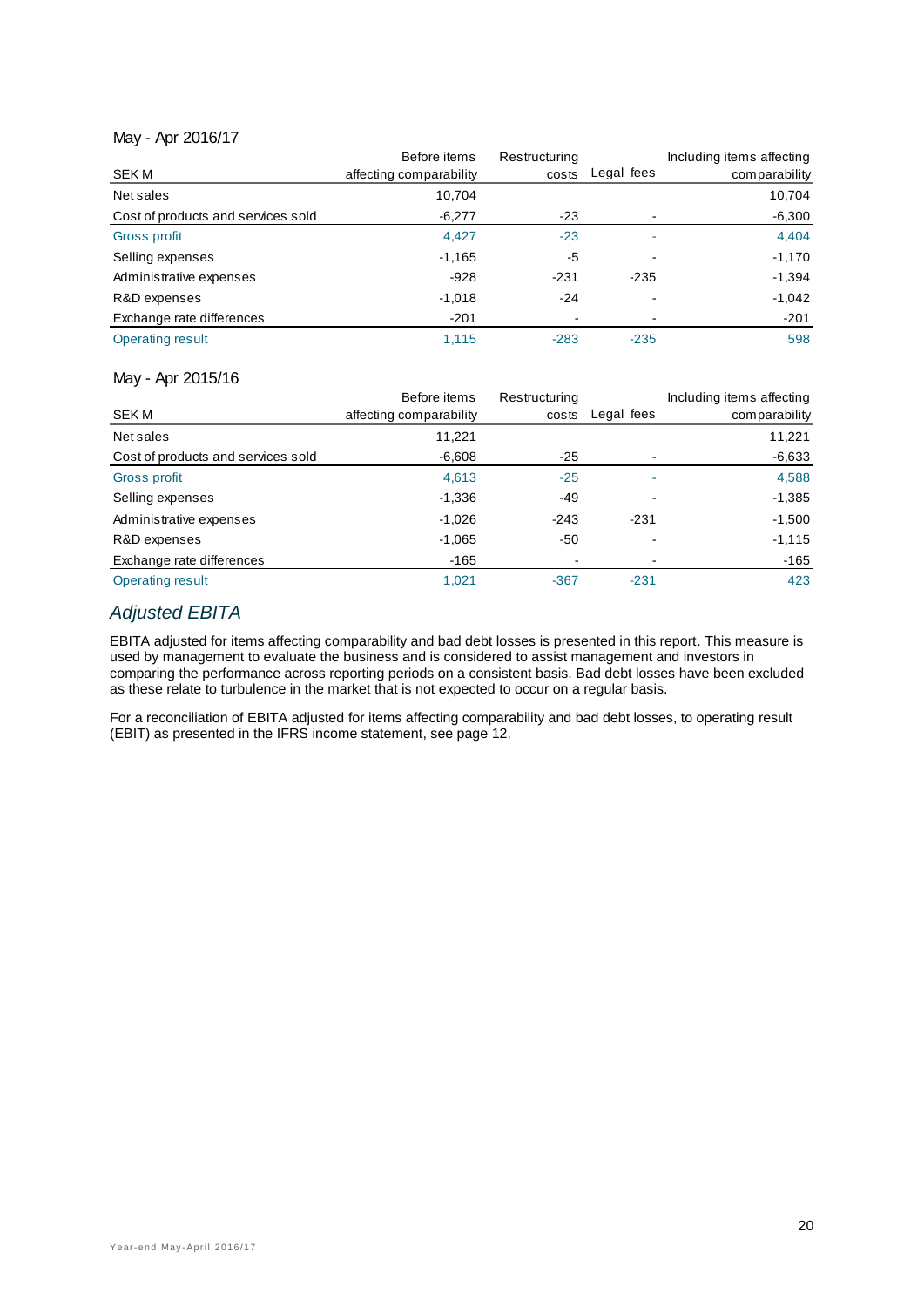May - Apr 2016/17

| SEK M | Before items affecting comparability | Restructuring costs | Legal fees | Including items affecting comparability |
|---|---|---|---|---|
| Net sales | 10,704 | | | 10,704 |
| Cost of products and services sold | -6,277 | -23 | - | -6,300 |
| Gross profit | 4,427 | -23 | - | 4,404 |
| Selling expenses | -1,165 | -5 | - | -1,170 |
| Administrative expenses | -928 | -231 | -235 | -1,394 |
| R&D expenses | -1,018 | -24 | - | -1,042 |
| Exchange rate differences | -201 | - | - | -201 |
| Operating result | 1,115 | -283 | -235 | 598 |

May - Apr 2015/16

| SEK M | Before items affecting comparability | Restructuring costs | Legal fees | Including items affecting comparability |
|---|---|---|---|---|
| Net sales | 11,221 | | | 11,221 |
| Cost of products and services sold | -6,608 | -25 | - | -6,633 |
| Gross profit | 4,613 | -25 | - | 4,588 |
| Selling expenses | -1,336 | -49 | - | -1,385 |
| Administrative expenses | -1,026 | -243 | -231 | -1,500 |
| R&D expenses | -1,065 | -50 | - | -1,115 |
| Exchange rate differences | -165 | - | - | -165 |
| Operating result | 1,021 | -367 | -231 | 423 |

## *Adjusted EBITA*

EBITA adjusted for items affecting comparability and bad debt losses is presented in this report. This measure is used by management to evaluate the business and is considered to assist management and investors in comparing the performance across reporting periods on a consistent basis. Bad debt losses have been excluded as these relate to turbulence in the market that is not expected to occur on a regular basis.

For a reconciliation of EBITA adjusted for items affecting comparability and bad debt losses, to operating result (EBIT) as presented in the IFRS income statement, see page 12.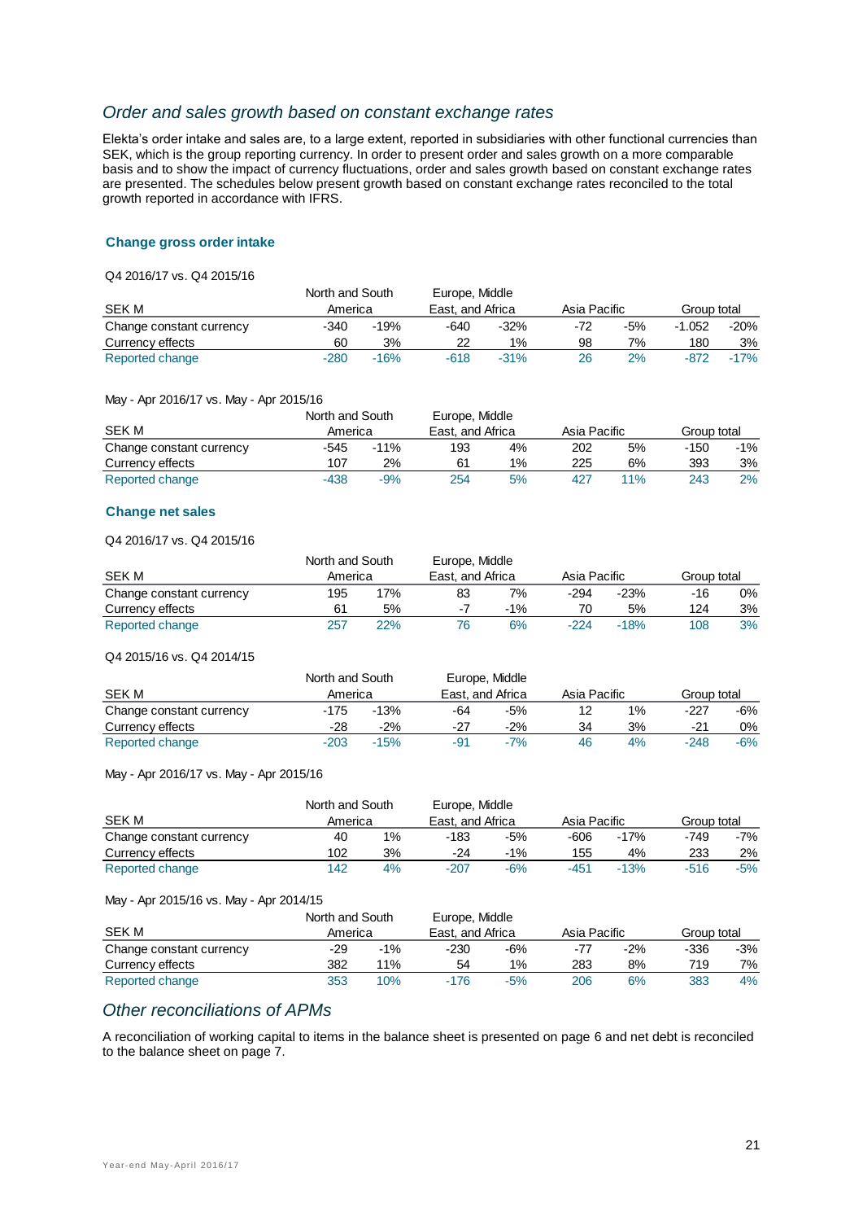## *Order and sales growth based on constant exchange rates*

Elekta's order intake and sales are, to a large extent, reported in subsidiaries with other functional currencies than SEK, which is the group reporting currency. In order to present order and sales growth on a more comparable basis and to show the impact of currency fluctuations, order and sales growth based on constant exchange rates are presented. The schedules below present growth based on constant exchange rates reconciled to the total growth reported in accordance with IFRS.

### Change gross order intake

Q4 2016/17 vs. Q4 2015/16

| SEK M | North and South America | | Europe, Middle East, and Africa | | Asia Pacific | | Group total | |
|---|---|---|---|---|---|---|---|---|
| Change constant currency | -340 | -19% | -640 | -32% | -72 | -5% | -1.052 | -20% |
| Currency effects | 60 | 3% | 22 | 1% | 98 | 7% | 180 | 3% |
| Reported change | -280 | -16% | -618 | -31% | 26 | 2% | -872 | -17% |

May - Apr 2016/17 vs. May - Apr 2015/16

| SEK M | North and South America | | Europe, Middle East, and Africa | | Asia Pacific | | Group total | |
|---|---|---|---|---|---|---|---|---|
| Change constant currency | -545 | -11% | 193 | 4% | 202 | 5% | -150 | -1% |
| Currency effects | 107 | 2% | 61 | 1% | 225 | 6% | 393 | 3% |
| Reported change | -438 | -9% | 254 | 5% | 427 | 11% | 243 | 2% |

### Change net sales

Q4 2016/17 vs. Q4 2015/16

| SEK M | North and South America | | Europe, Middle East, and Africa | | Asia Pacific | | Group total | |
|---|---|---|---|---|---|---|---|---|
| Change constant currency | 195 | 17% | 83 | 7% | -294 | -23% | -16 | 0% |
| Currency effects | 61 | 5% | -7 | -1% | 70 | 5% | 124 | 3% |
| Reported change | 257 | 22% | 76 | 6% | -224 | -18% | 108 | 3% |

Q4 2015/16 vs. Q4 2014/15

| SEK M | North and South America | | Europe, Middle East, and Africa | | Asia Pacific | | Group total | |
|---|---|---|---|---|---|---|---|---|
| Change constant currency | -175 | -13% | -64 | -5% | 12 | 1% | -227 | -6% |
| Currency effects | -28 | -2% | -27 | -2% | 34 | 3% | -21 | 0% |
| Reported change | -203 | -15% | -91 | -7% | 46 | 4% | -248 | -6% |

May - Apr 2016/17 vs. May - Apr 2015/16

| SEK M | North and South America | | Europe, Middle East, and Africa | | Asia Pacific | | Group total | |
|---|---|---|---|---|---|---|---|---|
| Change constant currency | 40 | 1% | -183 | -5% | -606 | -17% | -749 | -7% |
| Currency effects | 102 | 3% | -24 | -1% | 155 | 4% | 233 | 2% |
| Reported change | 142 | 4% | -207 | -6% | -451 | -13% | -516 | -5% |

May - Apr 2015/16 vs. May - Apr 2014/15

| SEK M | North and South America | | Europe, Middle East, and Africa | | Asia Pacific | | Group total | |
|---|---|---|---|---|---|---|---|---|
| Change constant currency | -29 | -1% | -230 | -6% | -77 | -2% | -336 | -3% |
| Currency effects | 382 | 11% | 54 | 1% | 283 | 8% | 719 | 7% |
| Reported change | 353 | 10% | -176 | -5% | 206 | 6% | 383 | 4% |

## *Other reconciliations of APMs*

A reconciliation of working capital to items in the balance sheet is presented on page 6 and net debt is reconciled to the balance sheet on page 7.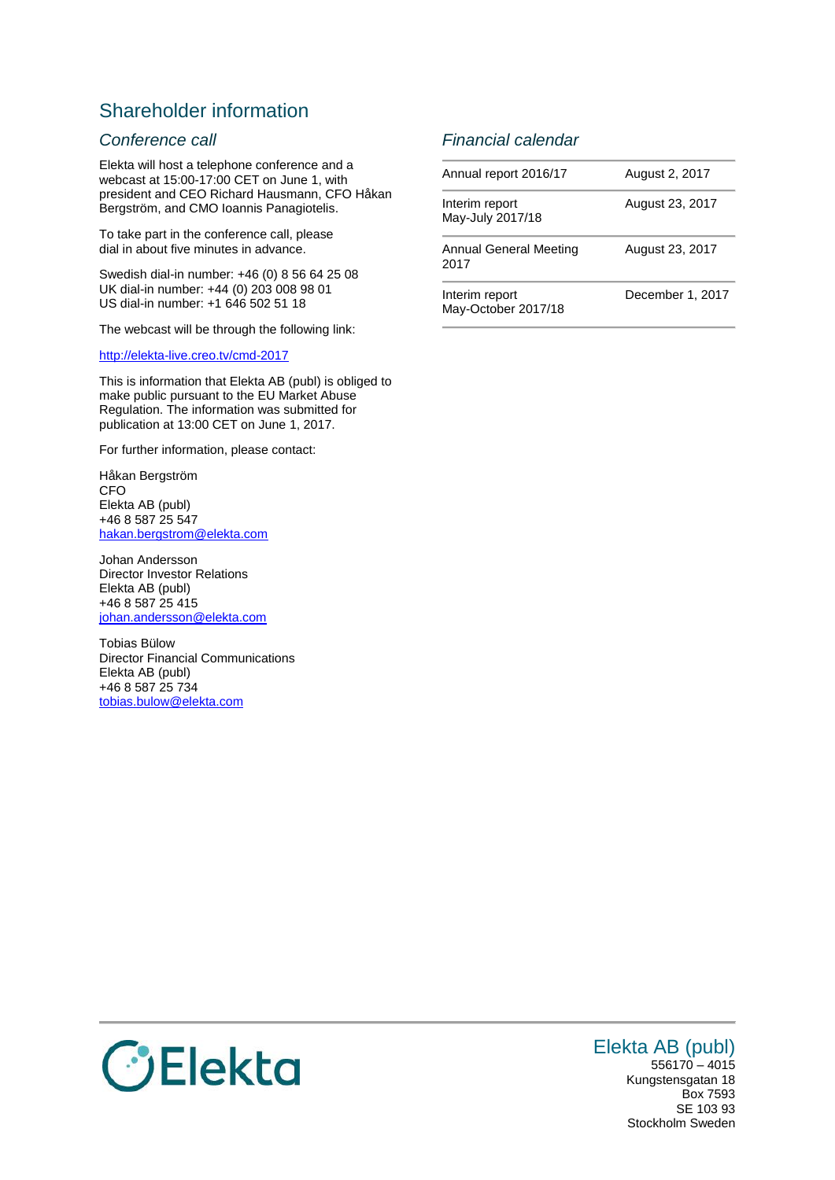# Shareholder information

## *Conference call*

Elekta will host a telephone conference and a webcast at 15:00-17:00 CET on June 1, with president and CEO Richard Hausmann, CFO Håkan Bergström, and CMO Ioannis Panagiotelis.

To take part in the conference call, please dial in about five minutes in advance.

Swedish dial-in number: +46 (0) 8 56 64 25 08
UK dial-in number: +44 (0) 203 008 98 01
US dial-in number: +1 646 502 51 18

The webcast will be through the following link:

http://elekta-live.creo.tv/cmd-2017

This is information that Elekta AB (publ) is obliged to make public pursuant to the EU Market Abuse Regulation. The information was submitted for publication at 13:00 CET on June 1, 2017.

For further information, please contact:

Håkan Bergström
CFO
Elekta AB (publ)
+46 8 587 25 547
hakan.bergstrom@elekta.com

Johan Andersson
Director Investor Relations
Elekta AB (publ)
+46 8 587 25 415
johan.andersson@elekta.com

Tobias Bülow
Director Financial Communications
Elekta AB (publ)
+46 8 587 25 734
tobias.bulow@elekta.com

## *Financial calendar*

| | |
|---|---|
| Annual report 2016/17 | August 2, 2017 |
| Interim report May-July 2017/18 | August 23, 2017 |
| Annual General Meeting 2017 | August 23, 2017 |
| Interim report May-October 2017/18 | December 1, 2017 |

Elekta

Elekta AB (publ)
556170 – 4015
Kungstensgatan 18
Box 7593
SE 103 93
Stockholm Sweden